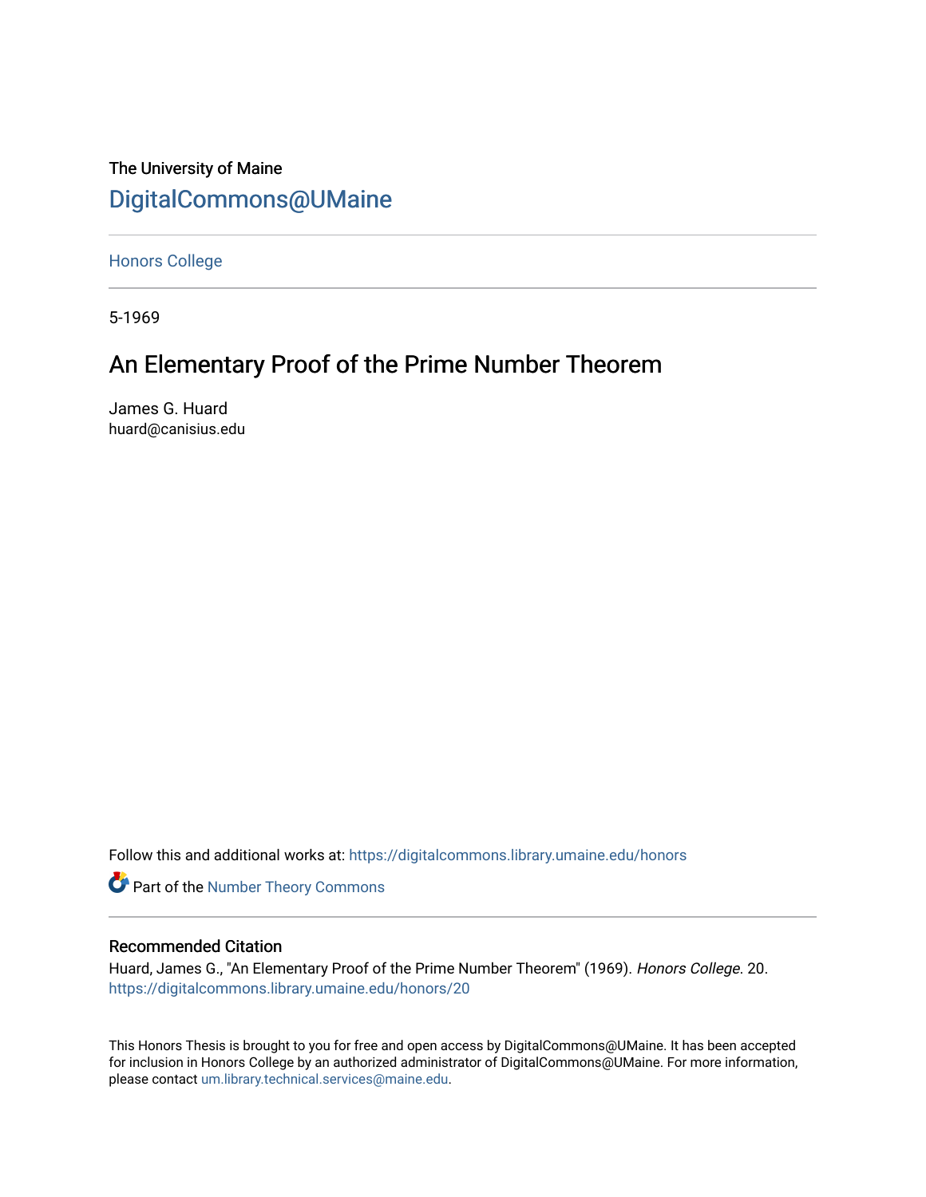The University of Maine

# DigitalCommons@UMaine

Honors College

5-1969

## An Elementary Proof of the Prime Number Theorem

James G. Huard
huard@canisius.edu

Follow this and additional works at: https://digitalcommons.library.umaine.edu/honors

Part of the Number Theory Commons

### Recommended Citation

Huard, James G., "An Elementary Proof of the Prime Number Theorem" (1969). *Honors College*. 20.
https://digitalcommons.library.umaine.edu/honors/20

This Honors Thesis is brought to you for free and open access by DigitalCommons@UMaine. It has been accepted for inclusion in Honors College by an authorized administrator of DigitalCommons@UMaine. For more information, please contact um.library.technical.services@maine.edu.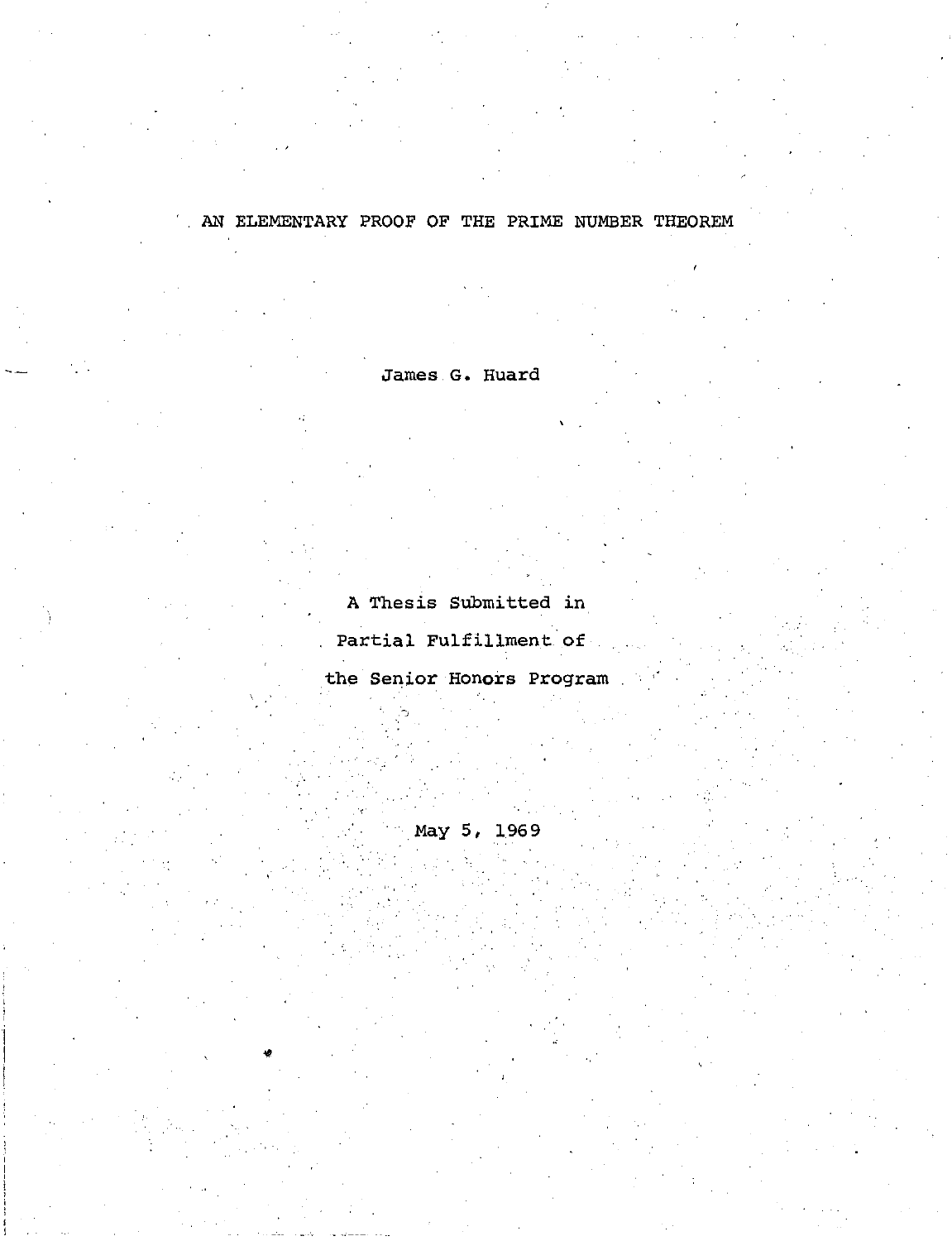# AN ELEMENTARY PROOF OF THE PRIME NUMBER THEOREM

James G. Huard

A Thesis Submitted in

Partial Fulfillment of

the Senior Honors Program

May 5, 1969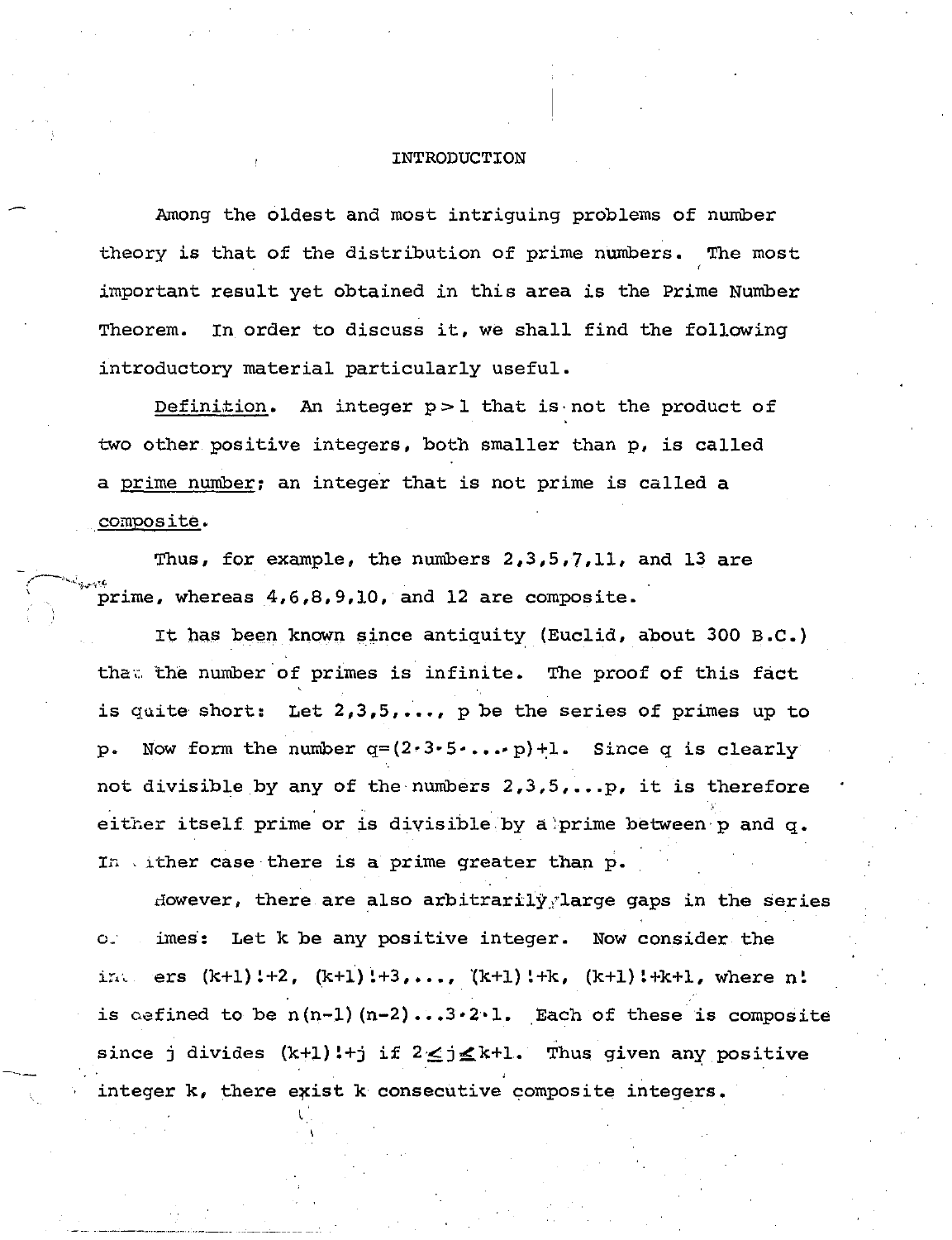# INTRODUCTION

Among the oldest and most intriguing problems of number theory is that of the distribution of prime numbers. The most important result yet obtained in this area is the Prime Number Theorem. In order to discuss it, we shall find the following introductory material particularly useful.

Definition. An integer $p > 1$ that is not the product of two other positive integers, both smaller than $p$, is called a prime number; an integer that is not prime is called a composite.

Thus, for example, the numbers 2,3,5,7,11, and 13 are prime, whereas 4,6,8,9,10, and 12 are composite.

It has been known since antiquity (Euclid, about 300 B.C.) that the number of primes is infinite. The proof of this fact is quite short: Let $2,3,5,\ldots, p$ be the series of primes up to $p$. Now form the number $q=(2\cdot 3\cdot 5\cdot \ldots \cdot p)+1$. Since $q$ is clearly not divisible by any of the numbers $2,3,5,\ldots p$, it is therefore either itself prime or is divisible by a prime between $p$ and $q$. In either case there is a prime greater than $p$.

However, there are also arbitrarily large gaps in the series of primes: Let $k$ be any positive integer. Now consider the integers $(k+1)!+2$, $(k+1)!+3, \ldots$, $(k+1)!+k$, $(k+1)!+k+1$, where $n!$ is defined to be $n(n-1)(n-2)\ldots 3\cdot 2\cdot 1$. Each of these is composite since $j$ divides $(k+1)!+j$ if $2 \leq j \leq k+1$. Thus given any positive integer $k$, there exist $k$ consecutive composite integers.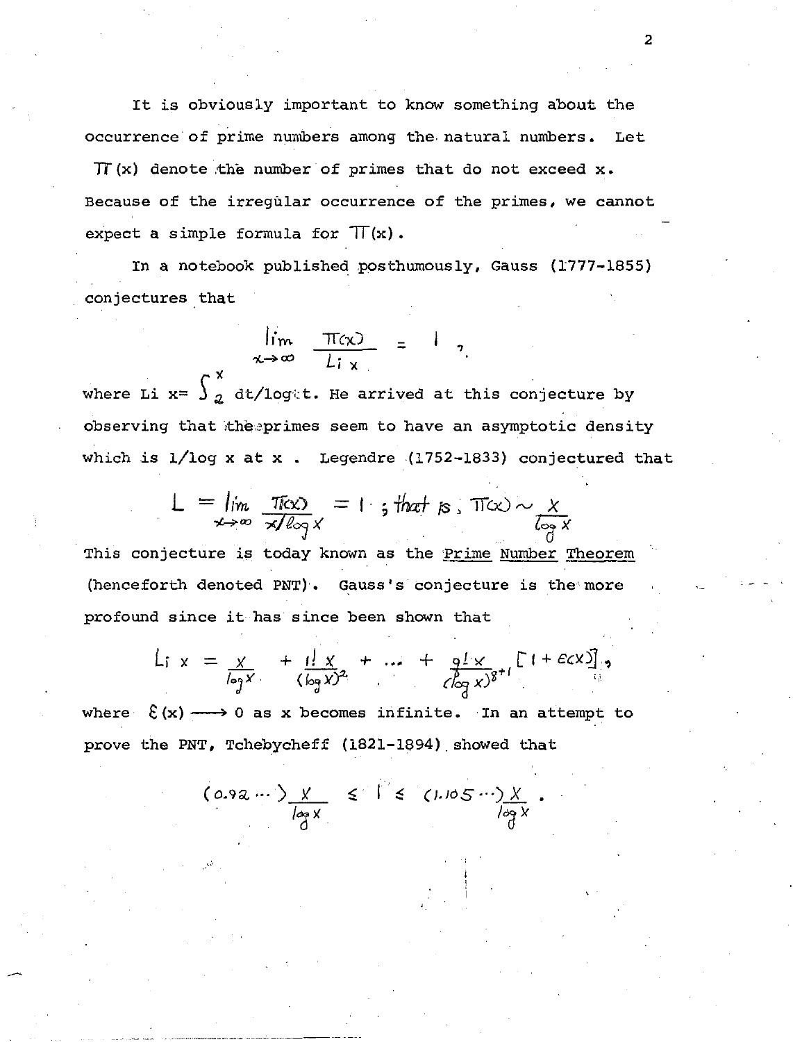It is obviously important to know something about the occurrence of prime numbers among the natural numbers. Let $\pi(x)$ denote the number of primes that do not exceed x. Because of the irregular occurrence of the primes, we cannot expect a simple formula for $\pi(x)$.

In a notebook published posthumously, Gauss (1777-1855) conjectures that

$$\lim_{x \to \infty} \frac{\pi(x)}{Li\, x} = 1,$$

where $Li\, x = \int_2^x dt/\log t$. He arrived at this conjecture by observing that the primes seem to have an asymptotic density which is $1/\log x$ at x. Legendre (1752-1833) conjectured that

$$L = \lim_{x \to \infty} \frac{\pi(x)}{x/\log x} = 1 \text{ ; that is, } \pi(x) \sim \frac{x}{\log x}$$

This conjecture is today known as the Prime Number Theorem (henceforth denoted PNT). Gauss's conjecture is the more profound since it has since been shown that

$$Li\, x = \frac{x}{\log x} + \frac{1!\, x}{(\log x)^2} + \dots + \frac{g!\, x}{(\log x)^{g+1}}[1 + \epsilon(x)],$$

where $\epsilon(x) \longrightarrow 0$ as x becomes infinite. In an attempt to prove the PNT, Tchebycheff (1821-1894) showed that

$$(0.92 \cdots)\frac{x}{\log x} \leq l \leq (1.105 \cdots)\frac{x}{\log x}.$$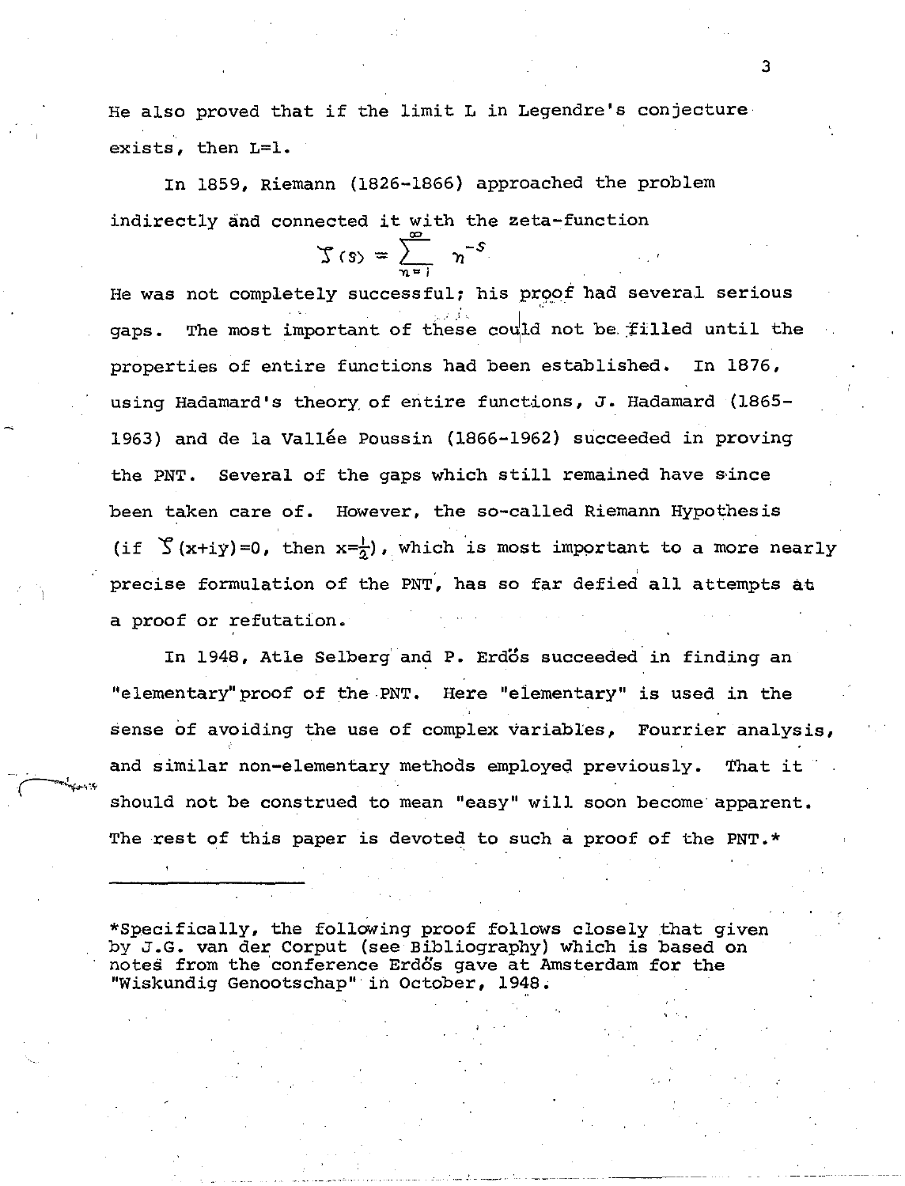He also proved that if the limit L in Legendre's conjecture exists, then L=1.

In 1859, Riemann (1826-1866) approached the problem indirectly and connected it with the zeta-function

$$\zeta(s) = \sum_{n=1}^{\infty} n^{-s}$$

He was not completely successful; his proof had several serious gaps. The most important of these could not be filled until the properties of entire functions had been established. In 1876, using Hadamard's theory of entire functions, J. Hadamard (1865-1963) and de la Vallée Poussin (1866-1962) succeeded in proving the PNT. Several of the gaps which still remained have since been taken care of. However, the so-called Riemann Hypothesis (if $\zeta(x+iy)=0$, then $x=\frac{1}{2}$), which is most important to a more nearly precise formulation of the PNT, has so far defied all attempts at a proof or refutation.

In 1948, Atle Selberg and P. Erdős succeeded in finding an "elementary" proof of the PNT. Here "elementary" is used in the sense of avoiding the use of complex variables, Fourrier analysis, and similar non-elementary methods employed previously. That it should not be construed to mean "easy" will soon become apparent. The rest of this paper is devoted to such a proof of the PNT.*

---

*Specifically, the following proof follows closely that given by J.G. van der Corput (see Bibliography) which is based on notes from the conference Erdős gave at Amsterdam for the "Wiskundig Genootschap" in October, 1948.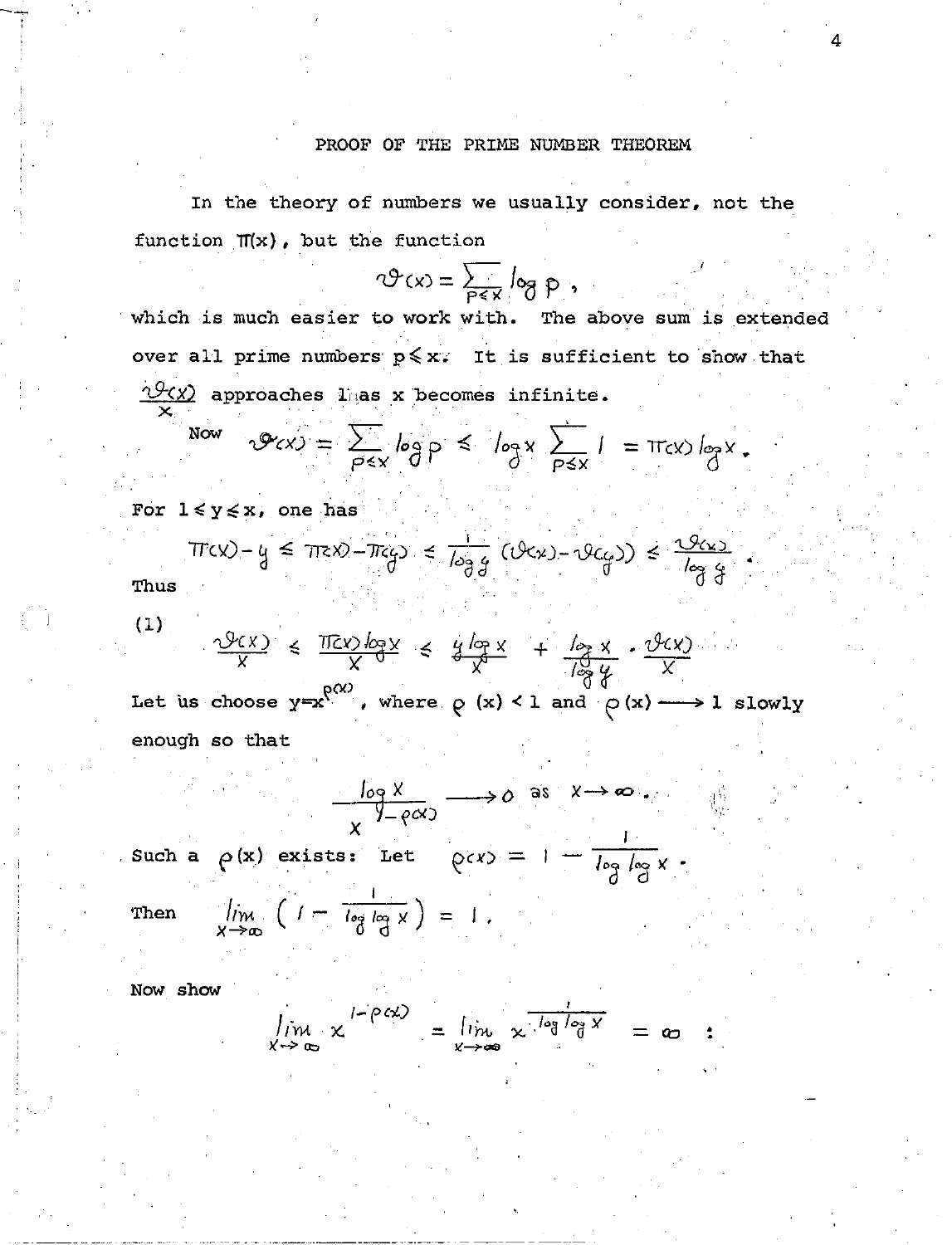# PROOF OF THE PRIME NUMBER THEOREM

In the theory of numbers we usually consider, not the function $\pi(x)$, but the function

$$\vartheta(x) = \sum_{p \leq x} \log p ,$$

which is much easier to work with. The above sum is extended over all prime numbers $p \leq x$. It is sufficient to show that $\frac{\vartheta(x)}{x}$ approaches 1 as x becomes infinite.

Now $\vartheta(x) = \sum_{p \leq x} \log p \leq \log x \sum_{p \leq x} 1 = \pi(x) \log x .$

For $1 \leq y \leq x$, one has

$$\pi(x) - y \leq \pi(x) - \pi(y) \leq \frac{1}{\log y} (\vartheta(x) - \vartheta(y)) \leq \frac{\vartheta(x)}{\log y} .$$

Thus

$$(1) \qquad \frac{\vartheta(x)}{x} \leq \frac{\pi(x) \log x}{x} \leq \frac{y \log x}{x} + \frac{\log x}{\log y} \cdot \frac{\vartheta(x)}{x}$$

Let us choose $y = x^{\rho(x)}$, where $\rho(x) < 1$ and $\rho(x) \longrightarrow 1$ slowly enough so that

$$\frac{\log x}{x^{1-\rho(x)}} \longrightarrow 0 \text{ as } x \to \infty .$$

Such a $\rho(x)$ exists: Let $\rho(x) = 1 - \frac{1}{\log \log x} .$

Then $\lim_{x \to \infty} \left( 1 - \frac{1}{\log \log x} \right) = 1 .$

Now show

$$\lim_{x \to \infty} x^{1-\rho(x)} = \lim_{x \to \infty} x^{\frac{1}{\log \log x}} = \infty \quad :$$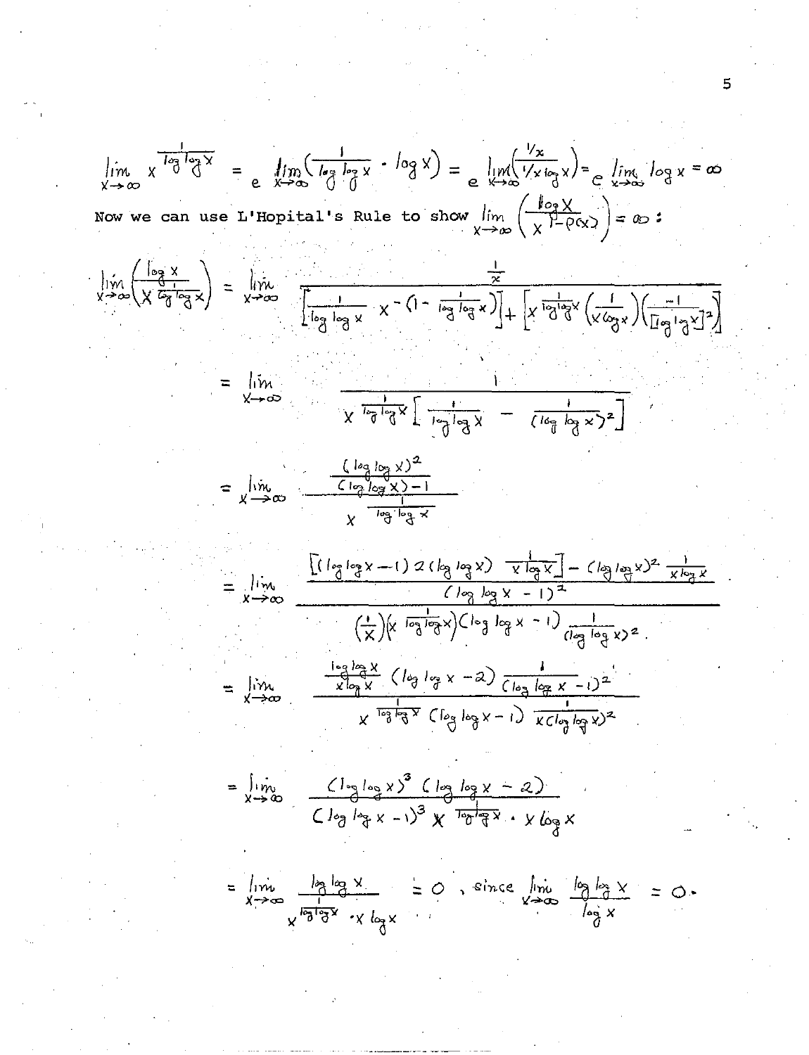$$\lim_{x\to\infty} x^{\frac{1}{\log\log x}} = e^{\lim_{x\to\infty}\left(\frac{1}{\log\log x}\cdot \log x\right)} = e^{\lim\left(\frac{1/x}{1/x\log x}\right)} = e^{\lim_{x\to\infty}\log x} = \infty$$

Now we can use L'Hopital's Rule to show $\lim_{x\to\infty}\left(\frac{\log x}{x^{1-\rho(x)}}\right) = \infty$:

$$\lim_{x\to\infty}\left(\frac{\log x}{x^{\frac{1}{\log\log x}}}\right) = \lim_{x\to\infty} \frac{\frac{1}{x}}{\left[\frac{1}{\log\log x}\, x^{-\left(1-\frac{1}{\log\log x}\right)}\right] + \left[x^{\frac{1}{\log\log x}}\left(\frac{1}{x\log x}\right)\left(\frac{-1}{[\log\log x]^2}\right)\right]}$$

$$= \lim_{x\to\infty} \frac{1}{x^{\frac{1}{\log\log x}}\left[\frac{1}{\log\log x} - \frac{1}{(\log\log x)^2}\right]}$$

$$= \lim_{x\to\infty} \frac{\frac{(\log\log x)^2}{(\log\log x)-1}}{x^{\frac{1}{\log\log x}}}$$

$$= \lim_{x\to\infty} \frac{\frac{\left[(\log\log x - 1)\, 2(\log\log x)\, \frac{1}{x\log x}\right] - (\log\log x)^2 \frac{1}{x\log x}}{(\log\log x - 1)^2}}{\left(\frac{1}{x}\right)\left(x^{\frac{1}{\log\log x}}\right)(\log\log x - 1)\frac{1}{(\log\log x)^2}}$$

$$= \lim_{x\to\infty} \frac{\frac{\log\log x}{x\log x}(\log\log x - 2)\frac{1}{(\log\log x - 1)^2}}{x^{\frac{1}{\log\log x}}(\log\log x - 1)\frac{1}{x(\log\log x)^2}}$$

$$= \lim_{x\to\infty} \frac{(\log\log x)^3(\log\log x - 2)}{(\log\log x - 1)^3\, x^{\frac{1}{\log\log x}}\cdot x\log x}$$

$$= \lim_{x\to\infty} \frac{\log\log x}{x^{\frac{1}{\log\log x}}\cdot x\log x} = 0, \text{ since } \lim_{x\to\infty}\frac{\log\log x}{\log x} = 0.$$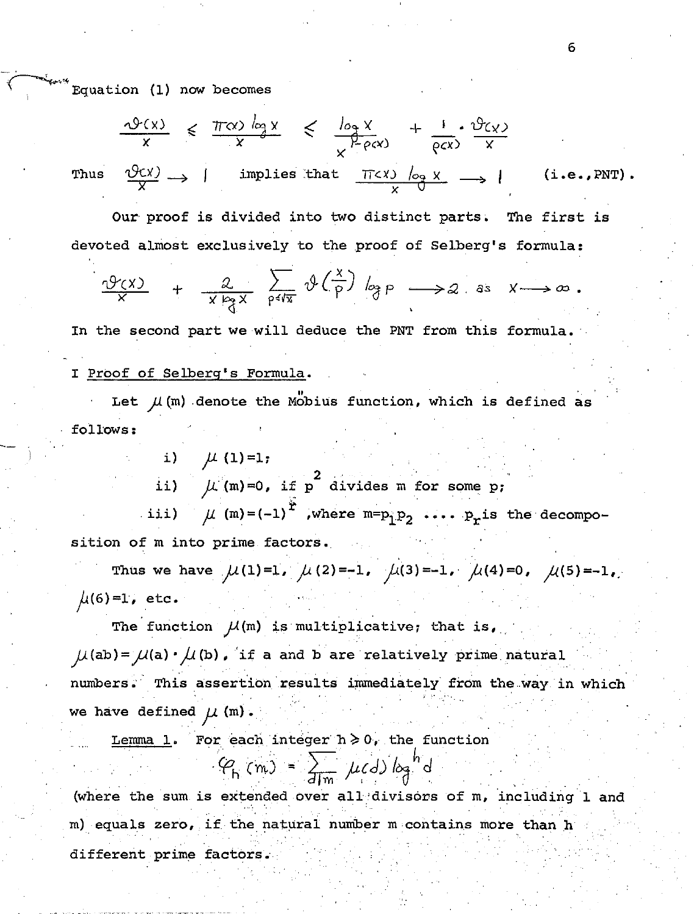Equation (1) now becomes

$$\frac{\vartheta(x)}{x} \leqslant \frac{\pi(x)\log x}{x} \leqslant \frac{\log x}{x^{1-\rho(x)}} + \frac{1}{\rho(x)}\cdot\frac{\vartheta(x)}{x}$$

Thus $\frac{\vartheta(x)}{x} \longrightarrow 1$ implies that $\frac{\pi(x)\log x}{x} \longrightarrow 1$ (i.e., PNT).

Our proof is divided into two distinct parts. The first is devoted almost exclusively to the proof of Selberg's formula:

$$\frac{\vartheta(x)}{x} + \frac{2}{x\log x}\sum_{p\leqslant\sqrt{x}} \vartheta\left(\frac{x}{p}\right)\log p \longrightarrow 2 \text{ as } x \longrightarrow \infty .$$

In the second part we will deduce the PNT from this formula.

## I <u>Proof of Selberg's Formula</u>.

Let $\mu(m)$ denote the Möbius function, which is defined as follows:

i) $\mu(1)=1$;

ii) $\mu(m)=0$, if $p^2$ divides m for some p;

iii) $\mu(m)=(-1)^r$, where $m=p_1p_2 \dots p_r$ is the decomposition of m into prime factors.

Thus we have $\mu(1)=1$, $\mu(2)=-1$, $\mu(3)=-1$, $\mu(4)=0$, $\mu(5)=-1$, $\mu(6)=1$, etc.

The function $\mu(m)$ is multiplicative; that is, $\mu(ab)=\mu(a)\cdot\mu(b)$, if a and b are relatively prime natural numbers. This assertion results immediately from the way in which we have defined $\mu(m)$.

<u>Lemma 1</u>. For each integer $h \geqslant 0$, the function

$$\varphi_h(m) = \sum_{d|m} \mu(d)\log^h d$$

(where the sum is extended over all divisors of m, including 1 and m) equals zero, if the natural number m contains more than h different prime factors.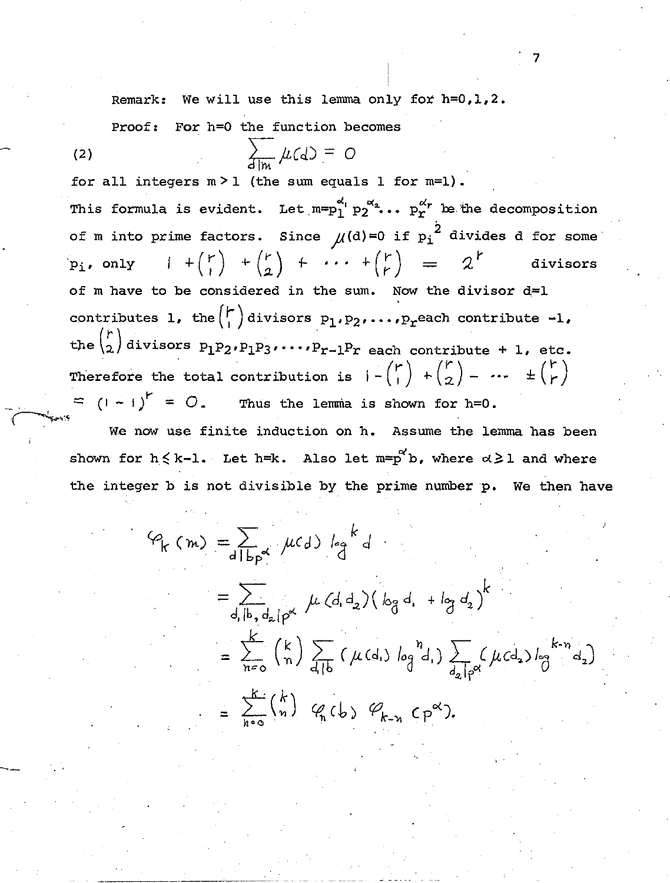Remark: We will use this lemma only for h=0,1,2.

Proof: For h=0 the function becomes

$$\sum_{d|m} \mu(d) = 0 \tag{2}$$

for all integers $m > 1$ (the sum equals 1 for m=1).

This formula is evident. Let $m=p_1^{\alpha_1} p_2^{\alpha_2} \cdots p_r^{\alpha_r}$ be the decomposition of m into prime factors. Since $\mu(d)=0$ if $p_i^2$ divides d for some $p_i$, only $1 + \binom{r}{1} + \binom{r}{2} + \cdots + \binom{r}{r} = 2^r$ divisors of m have to be considered in the sum. Now the divisor d=1 contributes 1, the $\binom{r}{1}$ divisors $p_1, p_2, \ldots, p_r$ each contribute -1, the $\binom{r}{2}$ divisors $p_1p_2, p_1p_3, \ldots, p_{r-1}p_r$ each contribute + 1, etc. Therefore the total contribution is $1 - \binom{r}{1} + \binom{r}{2} - \cdots \pm \binom{r}{r}$ $= (1-1)^r = 0$. Thus the lemma is shown for h=0.

We now use finite induction on h. Assume the lemma has been shown for $h \leq k-1$. Let h=k. Also let $m=p^\alpha b$, where $\alpha \geq 1$ and where the integer b is not divisible by the prime number p. We then have

$$\begin{aligned}
\varphi_k(m) &= \sum_{d|bp^\alpha} \mu(d) \log^k d \\
&= \sum_{d_1|b,\, d_2|p^\alpha} \mu(d_1 d_2)(\log d_1 + \log d_2)^k \\
&= \sum_{n=0}^{k} \binom{k}{n} \sum_{d_1|b} (\mu(d_1) \log^n d_1) \sum_{d_2|p^\alpha} (\mu(d_2) \log^{k-n} d_2) \\
&= \sum_{n=0}^{k} \binom{k}{n} \varphi_n(b)\, \varphi_{k-n}(p^\alpha).
\end{aligned}$$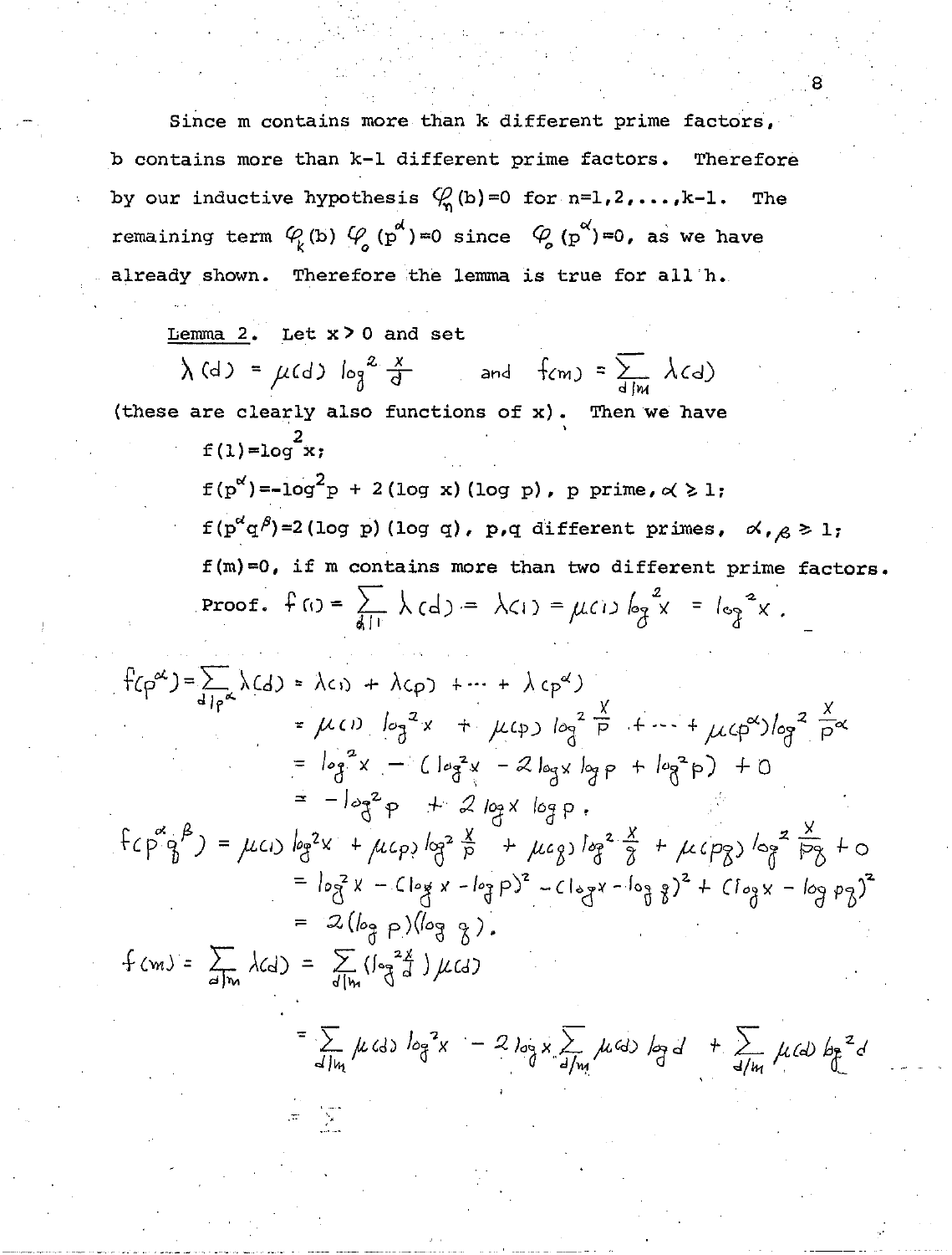Since m contains more than k different prime factors, b contains more than k-1 different prime factors. Therefore by our inductive hypothesis $\varphi_n(b)=0$ for $n=1,2,\ldots,k-1$. The remaining term $\varphi_k(b)\,\varphi_o(p^\alpha)=0$ since $\varphi_o(p^\alpha)=0$, as we have already shown. Therefore the lemma is true for all h.

Lemma 2. Let $x>0$ and set

$$\lambda(d) = \mu(d)\log^2\frac{x}{d} \qquad \text{and} \qquad f(m) = \sum_{d|m}\lambda(d)$$

(these are clearly also functions of x). Then we have

$f(1)=\log^2 x$;

$f(p^\alpha)=-\log^2 p + 2(\log x)(\log p)$, p prime, $\alpha \geq 1$;

$f(p^\alpha q^\beta)=2(\log p)(\log q)$, p,q different primes, $\alpha,\beta \geq 1$;

$f(m)=0$, if m contains more than two different prime factors.

Proof. $f(1) = \sum_{d|1}\lambda(d) = \lambda(1) = \mu(1)\log^2 x = \log^2 x$.

$$\begin{aligned}
f(p^\alpha) = \sum_{d|p^\alpha}\lambda(d) &= \lambda(1) + \lambda(p) + \cdots + \lambda(p^\alpha) \\
&= \mu(1)\log^2 x + \mu(p)\log^2\frac{x}{p} + \cdots + \mu(p^\alpha)\log^2\frac{x}{p^\alpha} \\
&= \log^2 x - (\log^2 x - 2\log x\log p + \log^2 p) + 0 \\
&= -\log^2 p + 2\log x\log p.
\end{aligned}$$

$$\begin{aligned}
f(p^\alpha q^\beta) &= \mu(1)\log^2 x + \mu(p)\log^2\frac{x}{p} + \mu(q)\log^2\frac{x}{q} + \mu(pq)\log^2\frac{x}{pq} + 0 \\
&= \log^2 x - (\log x - \log p)^2 - (\log x - \log q)^2 + (\log x - \log pq)^2 \\
&= 2(\log p)(\log q).
\end{aligned}$$

$$\begin{aligned}
f(m) = \sum_{d|m}\lambda(d) &= \sum_{d|m}\left(\log^2\frac{x}{d}\right)\mu(d) \\
&= \sum_{d|m}\mu(d)\log^2 x - 2\log x\sum_{d/m}\mu(d)\log d + \sum_{d/m}\mu(d)\log^2 d
\end{aligned}$$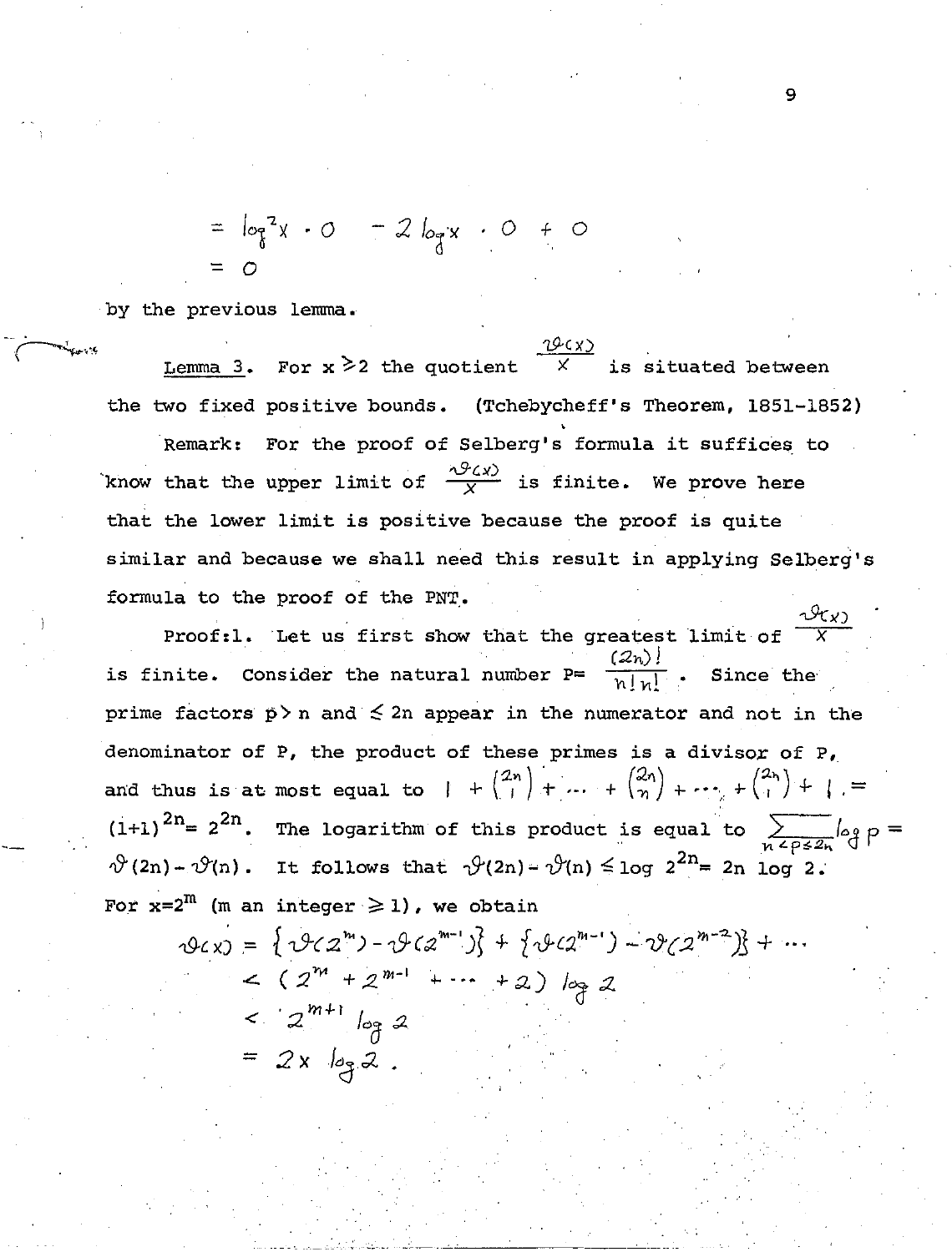$$= \log^2 x \cdot 0 \quad - 2 \log x \cdot 0 + 0$$
$$= 0$$

by the previous lemma.

Lemma 3. For $x \geqslant 2$ the quotient $\frac{\vartheta(x)}{x}$ is situated between the two fixed positive bounds. (Tchebycheff's Theorem, 1851-1852)

Remark: For the proof of Selberg's formula it suffices to know that the upper limit of $\frac{\vartheta(x)}{x}$ is finite. We prove here that the lower limit is positive because the proof is quite similar and because we shall need this result in applying Selberg's formula to the proof of the PNT.

Proof: 1. Let us first show that the greatest limit of $\frac{\vartheta(x)}{x}$ is finite. Consider the natural number $P = \frac{(2n)!}{n!\,n!}$. Since the prime factors $p > n$ and $\leq 2n$ appear in the numerator and not in the denominator of P, the product of these primes is a divisor of P, and thus is at most equal to $1 + \binom{2n}{1} + \cdots + \binom{2n}{n} + \cdots + \binom{2n}{1} + 1 = (1+1)^{2n} = 2^{2n}$. The logarithm of this product is equal to $\sum_{n < p \leq 2n} \log p = \vartheta(2n) - \vartheta(n)$. It follows that $\vartheta(2n) - \vartheta(n) \leq \log 2^{2n} = 2n \log 2$. For $x = 2^m$ ($m$ an integer $\geqslant 1$), we obtain

$$\vartheta(x) = \{\vartheta(2^m) - \vartheta(2^{m-1})\} + \{\vartheta(2^{m-1}) - \vartheta(2^{m-2})\} + \cdots$$
$$< (2^m + 2^{m-1} + \cdots + 2) \log 2$$
$$< 2^{m+1} \log 2$$
$$= 2x \log 2 .$$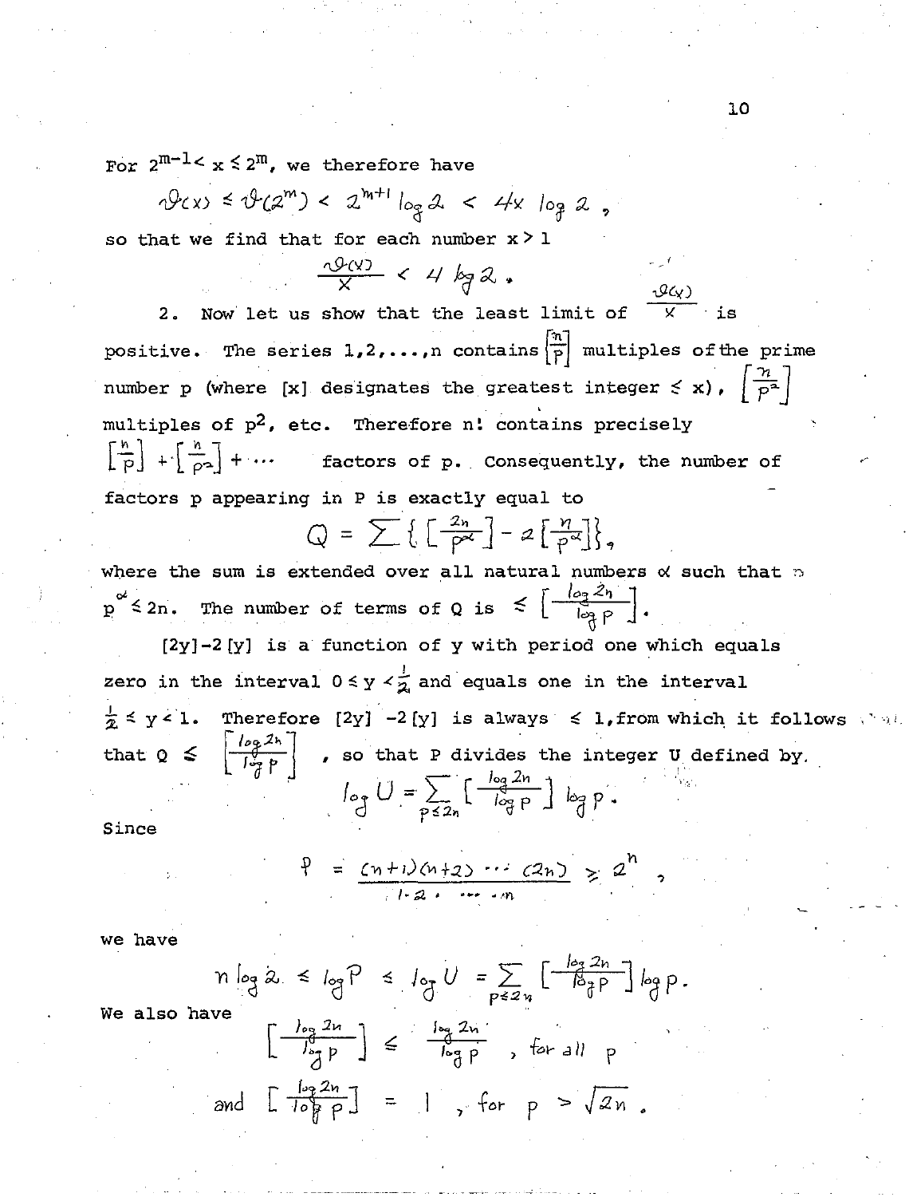For $2^{m-1} < x \leq 2^m$, we therefore have

$$\vartheta(x) \leq \vartheta(2^m) < 2^{m+1} \log 2 < 4x \log 2 ,$$

so that we find that for each number $x > 1$

$$\frac{\vartheta(x)}{x} < 4 \log 2 .$$

2. Now let us show that the least limit of $\frac{\vartheta(x)}{x}$ is positive. The series $1, 2, \ldots, n$ contains $\left[\frac{n}{p}\right]$ multiples of the prime number $p$ (where $[x]$ designates the greatest integer $\leq x$), $\left[\frac{n}{p^2}\right]$ multiples of $p^2$, etc. Therefore $n!$ contains precisely $\left[\frac{n}{p}\right] + \left[\frac{n}{p^2}\right] + \cdots$ factors of $p$. Consequently, the number of factors $p$ appearing in $P$ is exactly equal to

$$Q = \sum \left\{ \left[\frac{2n}{p^\alpha}\right] - 2\left[\frac{n}{p^\alpha}\right] \right\},$$

where the sum is extended over all natural numbers $\alpha$ such that $p^\alpha \leq 2n$. The number of terms of $Q$ is $\leq \left[\frac{\log 2n}{\log p}\right]$.

$[2y] - 2[y]$ is a function of $y$ with period one which equals zero in the interval $0 \leq y < \frac{1}{2}$ and equals one in the interval $\frac{1}{2} \leq y < 1$. Therefore $[2y] - 2[y]$ is always $\leq 1$, from which it follows that $Q \leq \left[\frac{\log 2n}{\log p}\right]$, so that $P$ divides the integer $U$ defined by

$$\log U = \sum_{p \leq 2n} \left[\frac{\log 2n}{\log p}\right] \log p .$$

Since

$$P = \frac{(n+1)(n+2)\cdots(2n)}{1 \cdot 2 \cdots n} \geq 2^n ,$$

we have

$$n \log 2 \leq \log P \leq \log U = \sum_{p \leq 2n} \left[\frac{\log 2n}{\log p}\right] \log p .$$

We also have

$$\left[\frac{\log 2n}{\log p}\right] \leq \frac{\log 2n}{\log p} , \text{ for all } p$$

$$\text{and } \left[\frac{\log 2n}{\log p}\right] = 1 , \text{ for } p > \sqrt{2n} .$$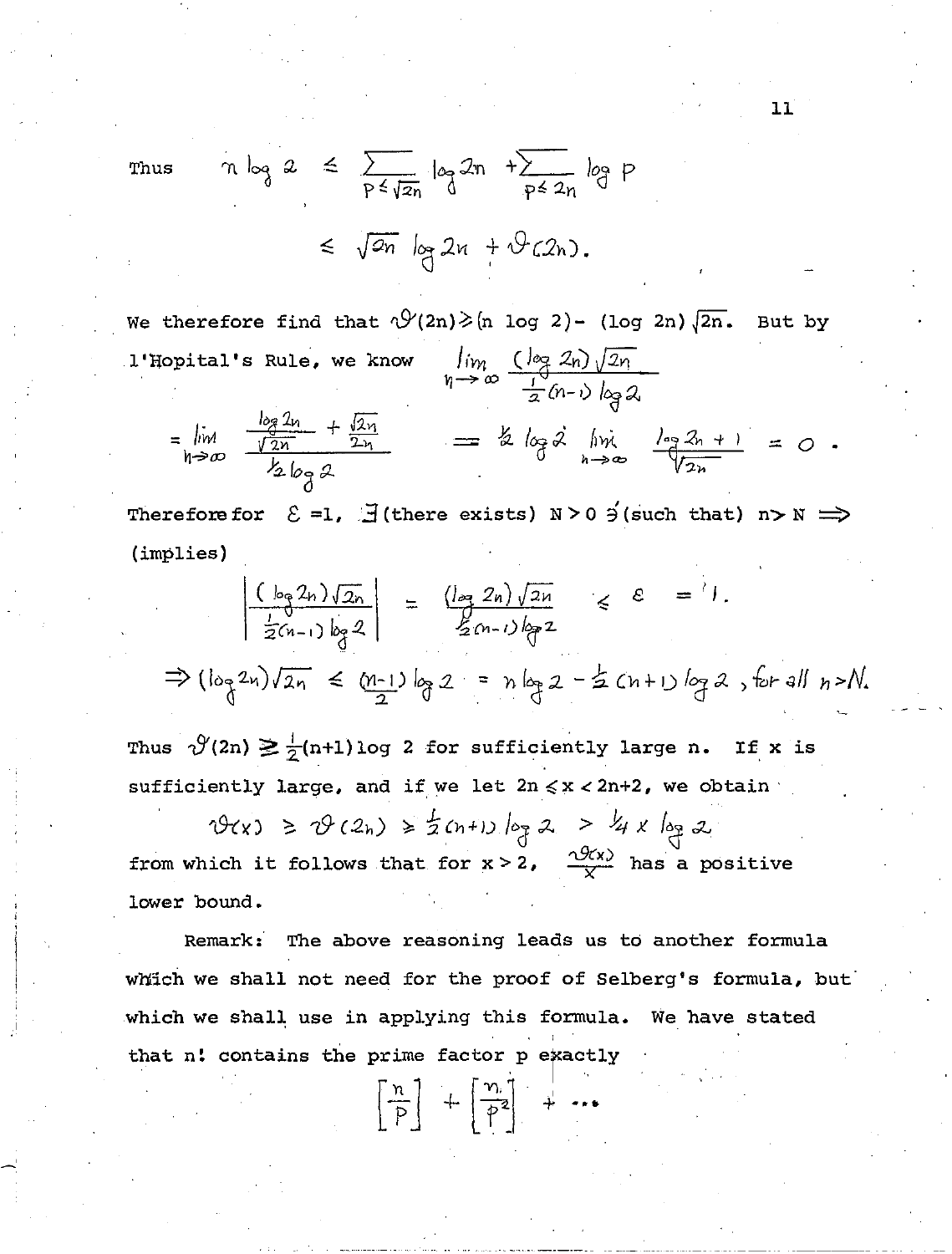Thus $$n \log 2 \leq \sum_{p \leq \sqrt{2n}} \log 2n + \sum_{p \leq 2n} \log p$$

$$\leq \sqrt{2n} \log 2n + \vartheta(2n).$$

We therefore find that $\vartheta(2n) \geq (n \log 2) - (\log 2n)\sqrt{2n}$. But by l'Hopital's Rule, we know $\lim_{n \to \infty} \frac{(\log 2n)\sqrt{2n}}{\frac{1}{2}(n-1)\log 2}$

$$= \lim_{n \to \infty} \frac{\frac{\log 2n}{\sqrt{2n}} + \frac{\sqrt{2n}}{2n}}{\frac{1}{2}\log 2} = \frac{1}{2}\log 2 \lim_{n \to \infty} \frac{\log 2n + 1}{\sqrt{2n}} = 0.$$

Therefore for $\varepsilon = 1$, $\exists$ (there exists) $N > 0 \ni$ (such that) $n > N \Rightarrow$ (implies)

$$\left| \frac{(\log 2n)\sqrt{2n}}{\frac{1}{2}(n-1)\log 2} \right| = \frac{(\log 2n)\sqrt{2n}}{\frac{1}{2}(n-1)\log 2} \leq \varepsilon = 1.$$

$$\Rightarrow (\log 2n)\sqrt{2n} \leq \frac{(n-1)}{2}\log 2 = n \log 2 - \frac{1}{2}(n+1)\log 2, \text{ for all } n > N.$$

Thus $\vartheta(2n) \geq \frac{1}{2}(n+1)\log 2$ for sufficiently large $n$. If $x$ is sufficiently large, and if we let $2n \leq x < 2n+2$, we obtain

$$\vartheta(x) \geq \vartheta(2n) \geq \frac{1}{2}(n+1)\log 2 > \frac{1}{4}x \log 2$$

from which it follows that for $x > 2$, $\frac{\vartheta(x)}{x}$ has a positive lower bound.

Remark: The above reasoning leads us to another formula which we shall not need for the proof of Selberg's formula, but which we shall use in applying this formula. We have stated that $n!$ contains the prime factor $p$ exactly

$$\left[\frac{n}{p}\right] + \left[\frac{n}{p^2}\right] + \cdots$$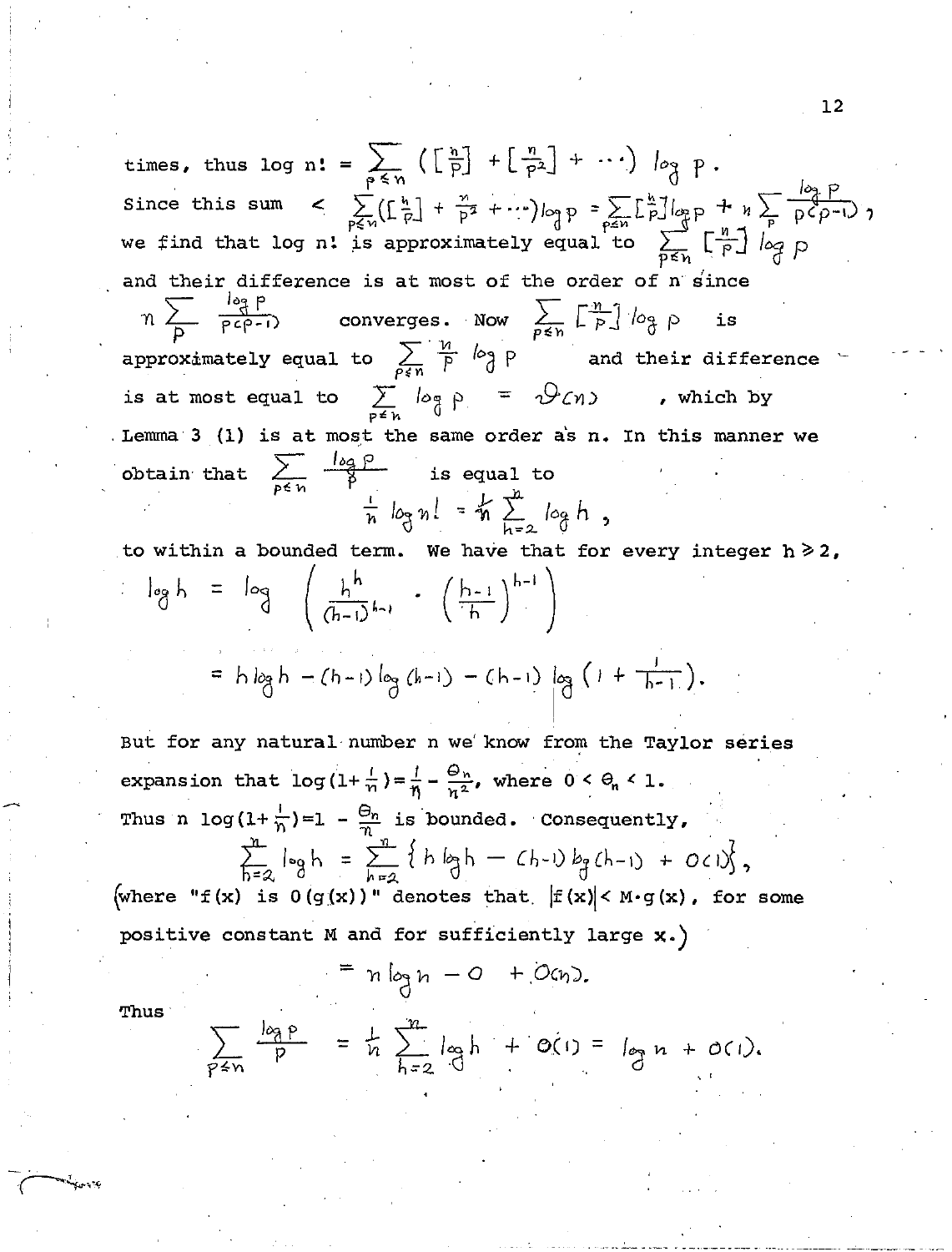times, thus $\log n! = \sum_{p \le n} \left( \left[\frac{n}{p}\right] + \left[\frac{n}{p^2}\right] + \cdots \right) \log p$.

Since this sum $< \sum_{p \le n} \left( \left[\frac{n}{p}\right] + \frac{n}{p^2} + \cdots \right) \log p = \sum_{p \le n} \left[\frac{n}{p}\right] \log p + n \sum_{p} \frac{\log p}{p(p-1)}$,

we find that $\log n!$ is approximately equal to $\sum_{p \le n} \left[\frac{n}{p}\right] \log p$

and their difference is at most of the order of n since

$n \sum_{p} \frac{\log p}{p(p-1)}$ converges. Now $\sum_{p \le n} \left[\frac{n}{p}\right] \log p$ is approximately equal to $\sum_{p \le n} \frac{n}{p} \log p$ and their difference is at most equal to $\sum_{p \le n} \log p = \vartheta(n)$, which by Lemma 3 (1) is at most the same order as n. In this manner we obtain that $\sum_{p \le n} \frac{\log p}{p}$ is equal to

$$\frac{1}{n} \log n! = \frac{1}{n} \sum_{h=2}^{n} \log h,$$

to within a bounded term. We have that for every integer $h \geq 2$,

$$\log h = \log \left( \frac{h^h}{(h-1)^{h-1}} \cdot \left( \frac{h-1}{h} \right)^{h-1} \right)$$

$$= h \log h - (h-1)\log(h-1) - (h-1)\log\left(1 + \frac{1}{h-1}\right).$$

But for any natural number n we know from the Taylor series expansion that $\log(1+\frac{1}{n}) = \frac{1}{n} - \frac{\theta_n}{n^2}$, where $0 < \theta_n < 1$.

Thus $n \log(1+\frac{1}{n}) = 1 - \frac{\theta_n}{n}$ is bounded. Consequently,

$$\sum_{h=2}^{n} \log h = \sum_{h=2}^{n} \{ h \log h - (h-1)\log(h-1) + O(1) \},$$

(where "$f(x)$ is $O(g(x))$" denotes that $|f(x)| < M \cdot g(x)$, for some positive constant M and for sufficiently large x.)

$$= n \log n - 0 + O(n).$$

Thus

$$\sum_{p \le n} \frac{\log p}{p} = \frac{1}{n} \sum_{h=2}^{n} \log h + O(1) = \log n + O(1).$$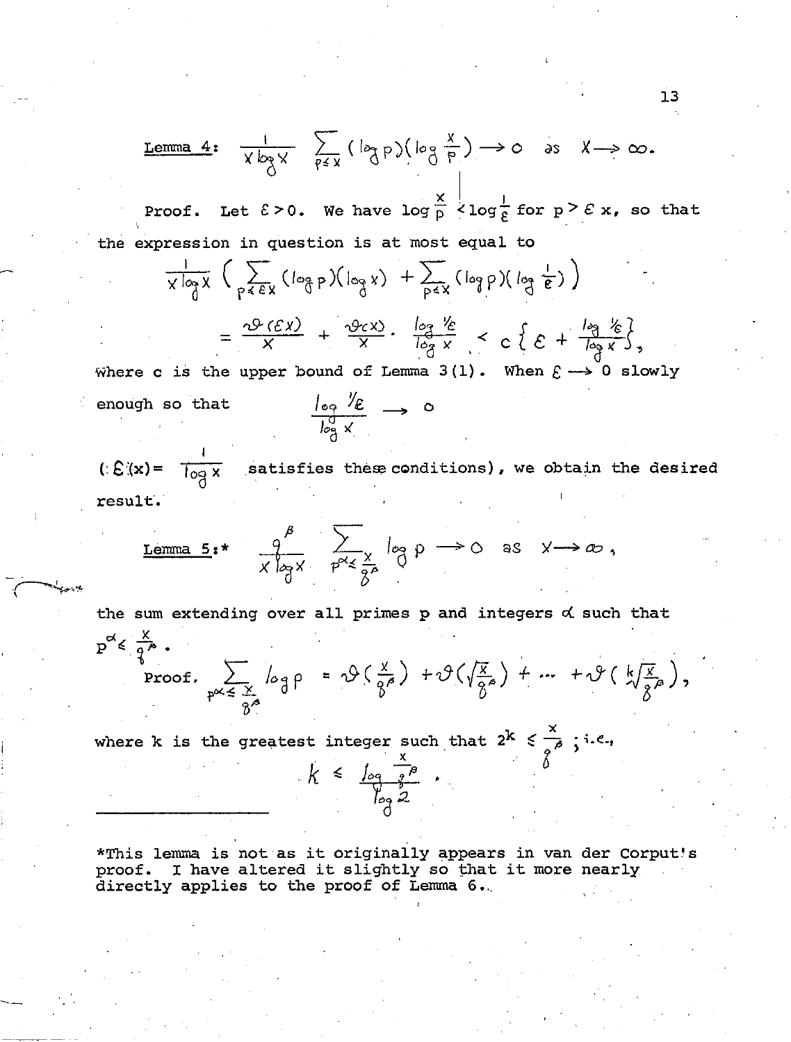Lemma 4: $\frac{1}{x \log x} \sum_{p \le x} (\log p)(\log \frac{x}{p}) \longrightarrow 0$ as $x \longrightarrow \infty$.

Proof. Let $\varepsilon > 0$. We have $\log \frac{x}{p} < \log \frac{1}{\varepsilon}$ for $p > \varepsilon x$, so that the expression in question is at most equal to

$$\frac{1}{x \log x} \left( \sum_{p \le \varepsilon x} (\log p)(\log x) + \sum_{p \le x} (\log p)(\log \tfrac{1}{\varepsilon}) \right)$$

$$= \frac{\vartheta(\varepsilon x)}{x} + \frac{\vartheta(x)}{x} \cdot \frac{\log 1/\varepsilon}{\log x} < c \left\{ \varepsilon + \frac{\log 1/\varepsilon}{\log x} \right\},$$

where c is the upper bound of Lemma 3(1). When $\varepsilon \longrightarrow 0$ slowly enough so that

$$\frac{\log 1/\varepsilon}{\log x} \longrightarrow 0$$

($\varepsilon(x) = \frac{1}{\log x}$ satisfies these conditions), we obtain the desired result.

Lemma 5:* $\frac{g^{\beta}}{x \log x} \sum_{p^{\alpha} \le \frac{x}{g^{\beta}}} \log p \longrightarrow 0$ as $x \longrightarrow \infty$,

the sum extending over all primes p and integers $\alpha$ such that $p^{\alpha} \le \frac{x}{g^{\beta}}$.

Proof. $\sum_{p^{\alpha} \le \frac{x}{g^{\beta}}} \log p = \vartheta(\frac{x}{g^{\beta}}) + \vartheta(\sqrt{\frac{x}{g^{\beta}}}) + \cdots + \vartheta(\sqrt[k]{\frac{x}{g^{\beta}}})$,

where k is the greatest integer such that $2^k \le \frac{x}{g^{\beta}}$; i.e.,

$$k \le \frac{\log \frac{x}{g^{\beta}}}{\log 2}.$$

---

*This lemma is not as it originally appears in van der Corput's proof. I have altered it slightly so that it more nearly directly applies to the proof of Lemma 6.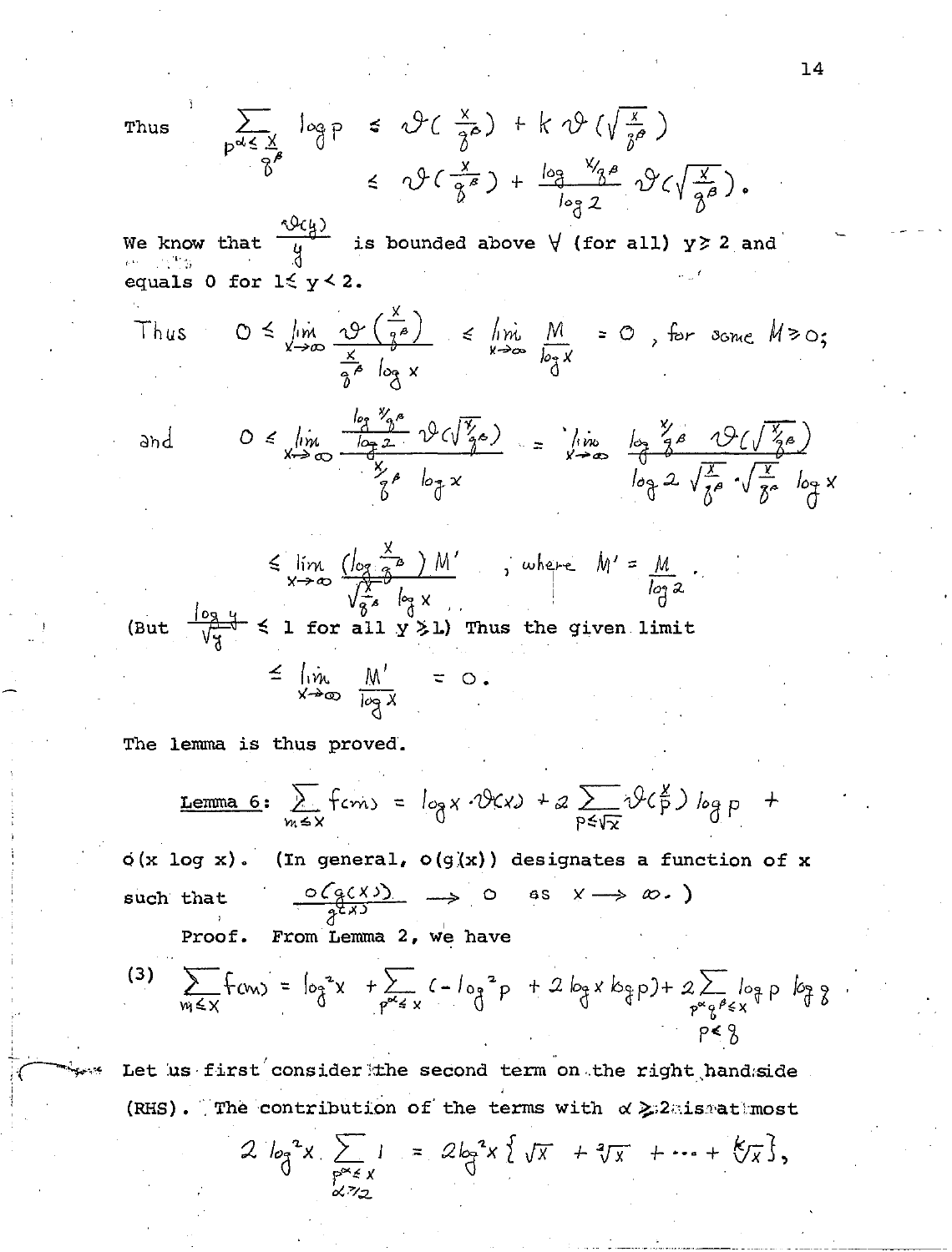Thus $$\sum_{p^\alpha \le \frac{x}{q^\beta}} \log p \le \vartheta\left(\frac{x}{q^\beta}\right) + k\,\vartheta\left(\sqrt{\tfrac{x}{q^\beta}}\right)$$
$$\le \vartheta\left(\frac{x}{q^\beta}\right) + \frac{\log x/q^\beta}{\log 2}\,\vartheta\left(\sqrt{\tfrac{x}{q^\beta}}\right).$$

We know that $\frac{\vartheta(y)}{y}$ is bounded above $\forall$ (for all) $y \ge 2$ and equals 0 for $1 \le y < 2$.

Thus $$0 \le \lim_{x\to\infty} \frac{\vartheta\left(\frac{x}{q^\beta}\right)}{\frac{x}{q^\beta}\log x} \le \lim_{x\to\infty} \frac{M}{\log x} = 0, \text{ for some } M \ge 0;$$

and $$0 \le \lim_{x\to\infty} \frac{\frac{\log x/q^\beta}{\log 2}\vartheta(\sqrt{x/q^\beta})}{\frac{x}{q^\beta}\log x} = \lim_{x\to\infty} \frac{\log \frac{x}{q^\beta}\;\vartheta(\sqrt{x/q^\beta})}{\log 2\sqrt{\frac{x}{q^\beta}}\cdot\sqrt{\frac{x}{q^\beta}}\log x}$$

$$\le \lim_{x\to\infty} \frac{(\log \frac{x}{q^\beta})M'}{\sqrt{\frac{x}{q^\beta}}\log x}\quad, \text{ where } M' = \frac{M}{\log 2}.$$

(But $\frac{\log y}{\sqrt{y}} \le 1$ for all $y \ge 1$) Thus the given limit

$$\le \lim_{x\to\infty} \frac{M'}{\log x} = 0.$$

The lemma is thus proved.

<u>Lemma 6</u>: $\sum_{m\le x} f(m) = \log x \cdot \vartheta(x) + 2\sum_{p\le\sqrt{x}} \vartheta\left(\frac{x}{p}\right)\log p +$ $o(x\log x)$. (In general, $o(g(x))$ designates a function of $x$ such that $\frac{o(g(x))}{g(x)} \to 0$ as $x \to \infty$.)

Proof. From Lemma 2, we have

$$(3)\quad \sum_{m\le x} f(m) = \log^2 x + \sum_{p^\alpha\le x}(-\log^2 p + 2\log x\log p) + 2\sum_{\substack{p^\alpha q^\beta \le x\\ p<q}} \log p\,\log q$$

Let us first consider the second term on the right hand side (RHS). The contribution of the terms with $\alpha \ge 2$ is at most

$$2\log^2 x \sum_{\substack{p^\alpha\le x\\ \alpha\ge 2}} 1 = 2\log^2 x\{\sqrt{x} + \sqrt[3]{x} + \cdots + \sqrt[k]{x}\},$$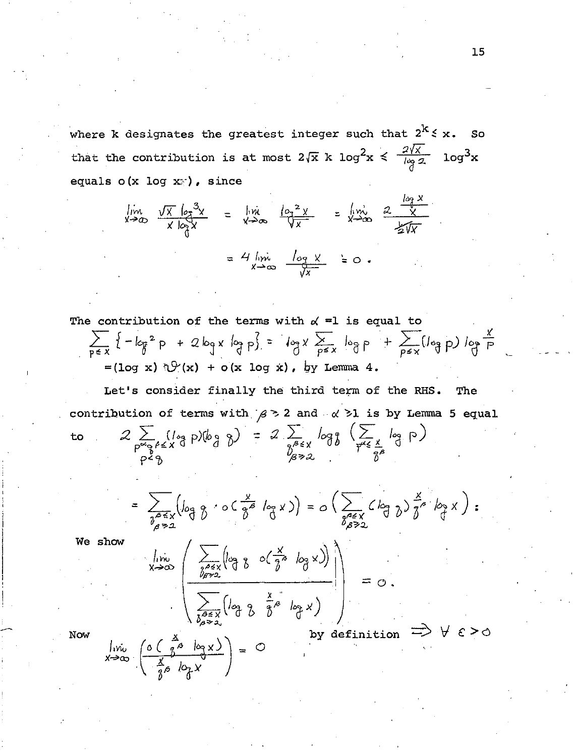where k designates the greatest integer such that $2^k \leq x$. So that the contribution is at most $2\sqrt{x}\ k \log^2 x \leq \frac{2\sqrt{x}}{\log 2} \log^3 x$ equals $o(x \log x)$, since

$$\lim_{x\to\infty} \frac{\sqrt{x}\,\log^3 x}{x \log x} = \lim_{x\to\infty} \frac{\log^2 x}{\sqrt{x}} = \lim_{x\to\infty} 2\,\frac{\frac{\log x}{x}}{\frac{1}{2\sqrt{x}}}$$

$$= 4 \lim_{x\to\infty} \frac{\log x}{\sqrt{x}} = 0\,.$$

The contribution of the terms with $\alpha = 1$ is equal to

$$\sum_{p\leq x} \{-\log^2 p + 2\log x \log p\} = \log x \sum_{p\leq x} \log p + \sum_{p\leq x} (\log p) \log \frac{x}{p}$$

$= (\log x)\,\vartheta(x) + o(x \log x)$, by Lemma 4.

Let's consider finally the third term of the RHS. The contribution of terms with $\beta \geq 2$ and $\alpha \geq 1$ is by Lemma 5 equal to

$$2 \sum_{\substack{p^\alpha q^\beta \leq x \\ p<q}} (\log p)(\log q) = 2 \sum_{\substack{q^\beta \leq x \\ \beta \geq 2}} \log q \Big(\sum_{p^\alpha \leq \frac{x}{q^\beta}} \log p\Big)$$

$$= \sum_{\substack{q^\beta \leq x \\ \beta\geq 2}} \Big(\log q \cdot o\big(\tfrac{x}{q^\beta} \log x\big)\Big) = o\Big(\sum_{\substack{q^\beta \leq x \\ \beta \geq 2}} (\log q) \frac{x}{q^\beta} \log x\Big):$$

We show

$$\lim_{x\to\infty} \left( \frac{\sum_{\substack{q^\beta \leq x \\ \beta\geq 2}} \Big(\log q\ o\big(\frac{x}{q^\beta} \log x\big)\Big)}{\sum_{\substack{q^\beta \leq x \\ \beta\geq 2}} \Big(\log q\ \frac{x}{q^\beta} \log x\Big)} \right) = 0\,.$$

Now

$$\lim_{x\to\infty} \left( \frac{o\big(\frac{x}{q^\beta} \log x\big)}{\frac{x}{q^\beta} \log x} \right) = 0$$

by definition $\Rightarrow \forall\ \varepsilon > 0$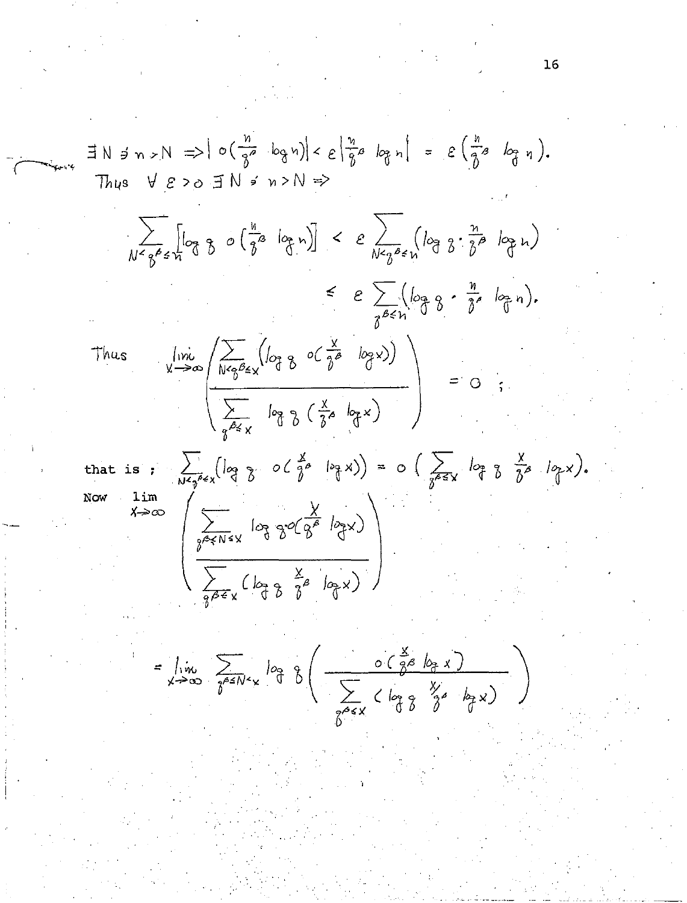$\exists N \ni n > N \Rightarrow \left| o\left(\frac{n}{g^\beta} \log n\right)\right| < \varepsilon \left|\frac{n}{g^\beta} \log n\right| = \varepsilon\left(\frac{n}{g^\beta} \log n\right).$

Thus $\forall \varepsilon > 0 \; \exists N \ni n > N \Rightarrow$

$$\sum_{N < g^\beta \leq n} \left[\log g \; o\left(\frac{n}{g^\beta} \log n\right)\right] < \varepsilon \sum_{N < g^\beta \leq n} \left(\log g \cdot \frac{n}{g^\beta} \log n\right)$$

$$\leq \varepsilon \sum_{g^\beta \leq n} \left(\log g \cdot \frac{n}{g^\beta} \log n\right).$$

Thus
$$\lim_{x \to \infty} \left( \frac{\sum_{N < g^\beta \leq x} \left(\log g \; o\left(\frac{x}{g^\beta} \log x\right)\right)}{\sum_{g^\beta \leq x} \log g \left(\frac{x}{g^\beta} \log x\right)} \right) = 0 \; ;$$

that is ; $\sum_{N < g^\beta \leq x} \left(\log g \; o\left(\frac{x}{g^\beta} \log x\right)\right) = o\left(\sum_{g^\beta \leq x} \log g \; \frac{x}{g^\beta} \log x\right).$

Now
$$\lim_{x \to \infty} \left( \frac{\sum_{g^\beta \leq N \leq x} \log g \cdot o\left(\frac{x}{g^\beta} \log x\right)}{\sum_{g^\beta \leq x} \left(\log g \; \frac{x}{g^\beta} \log x\right)} \right)$$

$$= \lim_{x \to \infty} \sum_{g^\beta \leq N < x} \log g \left( \frac{o\left(\frac{x}{g^\beta} \log x\right)}{\sum_{g^\beta \leq x} \left(\log g \; \frac{x}{g^\beta} \log x\right)} \right)$$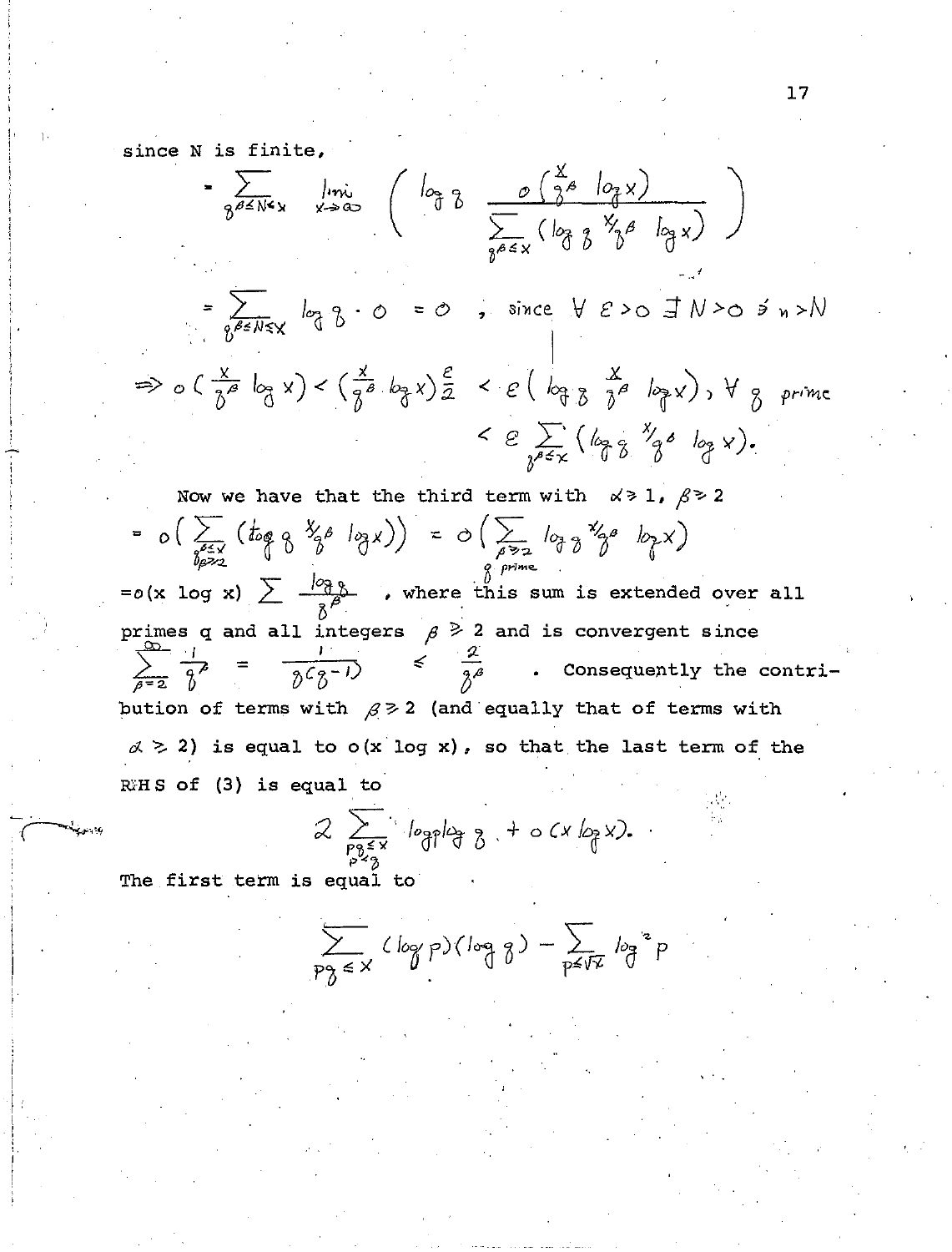since N is finite,

$$= \sum_{q^\beta \le N < x} \lim_{x \to \infty} \left( \log q \frac{o\left(\frac{x}{q^\beta} \log x\right)}{\sum_{q^\beta \le x} \left(\log q \, x/q^\beta \, \log x\right)} \right)$$

$$= \sum_{q^\beta \le N \le x} \log q \cdot 0 = 0 \quad , \text{ since } \forall \, \varepsilon > 0 \; \exists \, N > 0 \ni n > N$$

$$\Rightarrow o\left(\frac{x}{q^\beta} \log x\right) < \left(\frac{x}{q^\beta} \log x\right) \frac{\varepsilon}{2} < \varepsilon \left(\log q \, \frac{x}{q^\beta} \log x\right), \forall \, q \text{ prime}$$

$$< \varepsilon \sum_{q^\beta \le x} \left(\log q \, x/q^\beta \, \log x\right).$$

Now we have that the third term with $\alpha \geqslant 1$, $\beta \geqslant 2$

$$= o\left(\sum_{\substack{q^\beta \le x \\ \beta \geqslant 2}} \left(\log q \, x/q^\beta \, \log x\right)\right) = o\left(\sum_{\substack{\beta \geqslant 2 \\ q \text{ prime}}} \log q \, x/q^\beta \, \log x\right)$$

$= o(x \log x) \sum \frac{\log q}{q^\beta}$, where this sum is extended over all primes q and all integers $\beta \geqslant 2$ and is convergent since $\sum_{\beta=2}^{\infty} \frac{1}{q^\beta} = \frac{1}{q(q-1)} \leqslant \frac{2}{q^\beta}$. Consequently the contribution of terms with $\beta \geqslant 2$ (and equally that of terms with $\alpha \geqslant 2$) is equal to $o(x \log x)$, so that the last term of the RHS of (3) is equal to

$$2 \sum_{\substack{pq \le x \\ p < q}} \log p \log q + o(x \log x).$$

The first term is equal to

$$\sum_{pq \le x} (\log p)(\log q) - \sum_{p \le \sqrt{x}} \log^2 p$$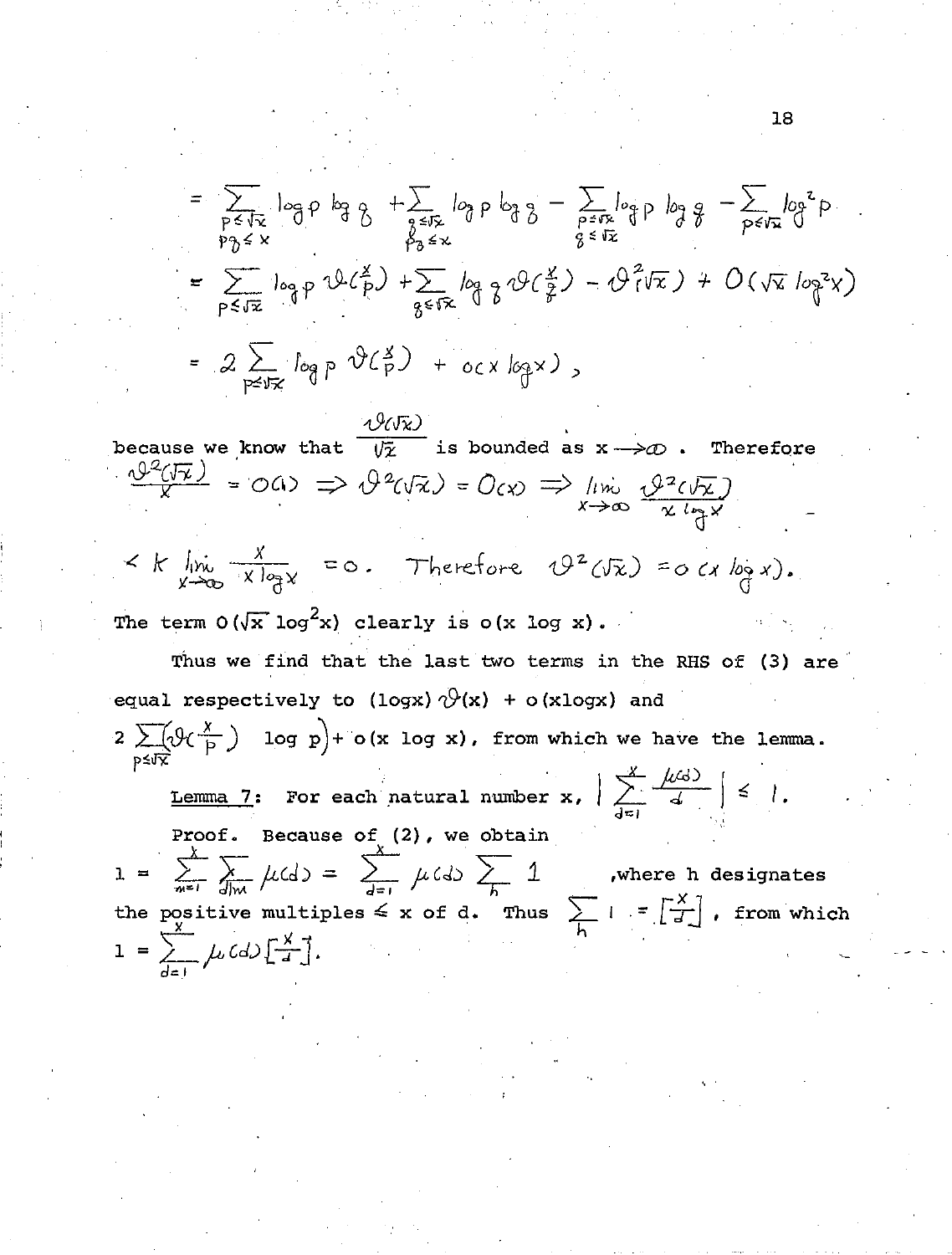$$= \sum_{\substack{p \le \sqrt{x} \\ pq \le x}} \log p \log q + \sum_{\substack{q \le \sqrt{x} \\ pq \le x}} \log p \log q - \sum_{\substack{p \le \sqrt{x} \\ q \le \sqrt{x}}} \log p \log q - \sum_{p \le \sqrt{x}} \log^2 p$$

$$= \sum_{p \le \sqrt{x}} \log p \, \vartheta(\tfrac{x}{p}) + \sum_{q \le \sqrt{x}} \log q \, \vartheta(\tfrac{x}{q}) - \vartheta^2(\sqrt{x}) + O(\sqrt{x} \log^2 x)$$

$$= 2 \sum_{p \le \sqrt{x}} \log p \, \vartheta(\tfrac{x}{p}) + o(x \log x),$$

because we know that $\frac{\vartheta(\sqrt{x})}{\sqrt{x}}$ is bounded as $x \to \infty$. Therefore $\frac{\vartheta^2(\sqrt{x})}{x} = O(1) \Rightarrow \vartheta^2(\sqrt{x}) = O(x) \Rightarrow \lim\limits_{x \to \infty} \frac{\vartheta^2(\sqrt{x})}{x \log x}$

$< k \lim\limits_{x \to \infty} \frac{x}{x \log x} = 0$. Therefore $\vartheta^2(\sqrt{x}) = o(x \log x)$.

The term $O(\sqrt{x} \log^2 x)$ clearly is $o(x \log x)$.

Thus we find that the last two terms in the RHS of (3) are equal respectively to $(\log x)\vartheta(x) + o(x \log x)$ and $2 \sum_{p \le \sqrt{x}} \left(\vartheta(\frac{x}{p}) \log p\right) + o(x \log x)$, from which we have the lemma.

Lemma 7: For each natural number $x$, $\left| \sum_{d=1}^{x} \frac{\mu(d)}{d} \right| \le 1$.

Proof. Because of (2), we obtain $1 = \sum_{m=1}^{x} \sum_{d|m} \mu(d) = \sum_{d=1}^{x} \mu(d) \sum_{h} 1$, where $h$ designates the positive multiples $\le x$ of $d$. Thus $\sum_{h} 1 = \left[\frac{x}{d}\right]$, from which $1 = \sum_{d=1}^{x} \mu(d) \left[\frac{x}{d}\right]$.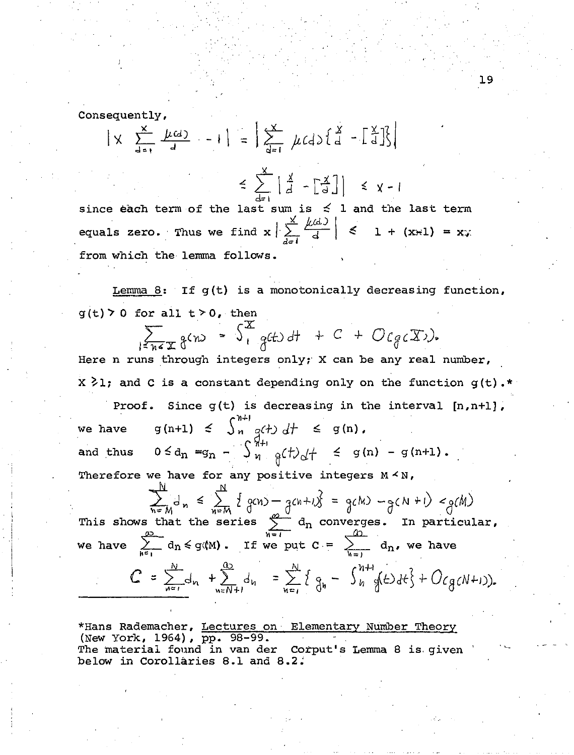Consequently,

$$\left| x \sum_{d=1}^{x} \frac{\mu(d)}{d} - 1 \right| = \left| \sum_{d=1}^{x} \mu(d) \left\{ \frac{x}{d} - \left[\frac{x}{d}\right] \right\} \right|$$

$$\leq \sum_{d=1}^{x} \left| \frac{x}{d} - \left[\frac{x}{d}\right] \right| \leq x - 1$$

since each term of the last sum is $\leq 1$ and the last term equals zero. Thus we find $x \left| \sum_{d=1}^{x} \frac{\mu(d)}{d} \right| \leq 1 + (x-1) = x$, from which the lemma follows.

Lemma 8: If $g(t)$ is a monotonically decreasing function, $g(t) > 0$ for all $t > 0$, then

$$\sum_{1 \leq n \leq X} g(n) = \int_1^X g(t)\,dt + C + O(g(X)).$$

Here n runs through integers only; X can be any real number, $X \geq 1$; and C is a constant depending only on the function $g(t)$.*

Proof. Since $g(t)$ is decreasing in the interval $[n, n+1]$, we have $\quad g(n+1) \leq \int_n^{n+1} g(t)\,dt \leq g(n)$,

and thus $\quad 0 \leq d_n = g_n - \int_n^{n+1} g(t)\,dt \leq g(n) - g(n+1)$.

Therefore we have for any positive integers $M < N$,

$$\sum_{n=M}^{N} d_n \leq \sum_{n=M}^{N} \{ g(n) - g(n+1) \} = g(M) - g(N+1) < g(M)$$

This shows that the series $\sum_{n=1}^{\infty} d_n$ converges. In particular, we have $\sum_{n=1}^{\infty} d_n \leq g(M)$. If we put $C = \sum_{n=1}^{\infty} d_n$, we have

$$C = \sum_{n=1}^{N} d_n + \sum_{n=N+1}^{\infty} d_n = \sum_{n=1}^{N} \left\{ g_n - \int_n^{n+1} g(t)\,dt \right\} + O(g(N+1)).$$

---

*Hans Rademacher, Lectures on Elementary Number Theory (New York, 1964), pp. 98-99.
The material found in van der Corput's Lemma 8 is given below in Corollaries 8.1 and 8.2.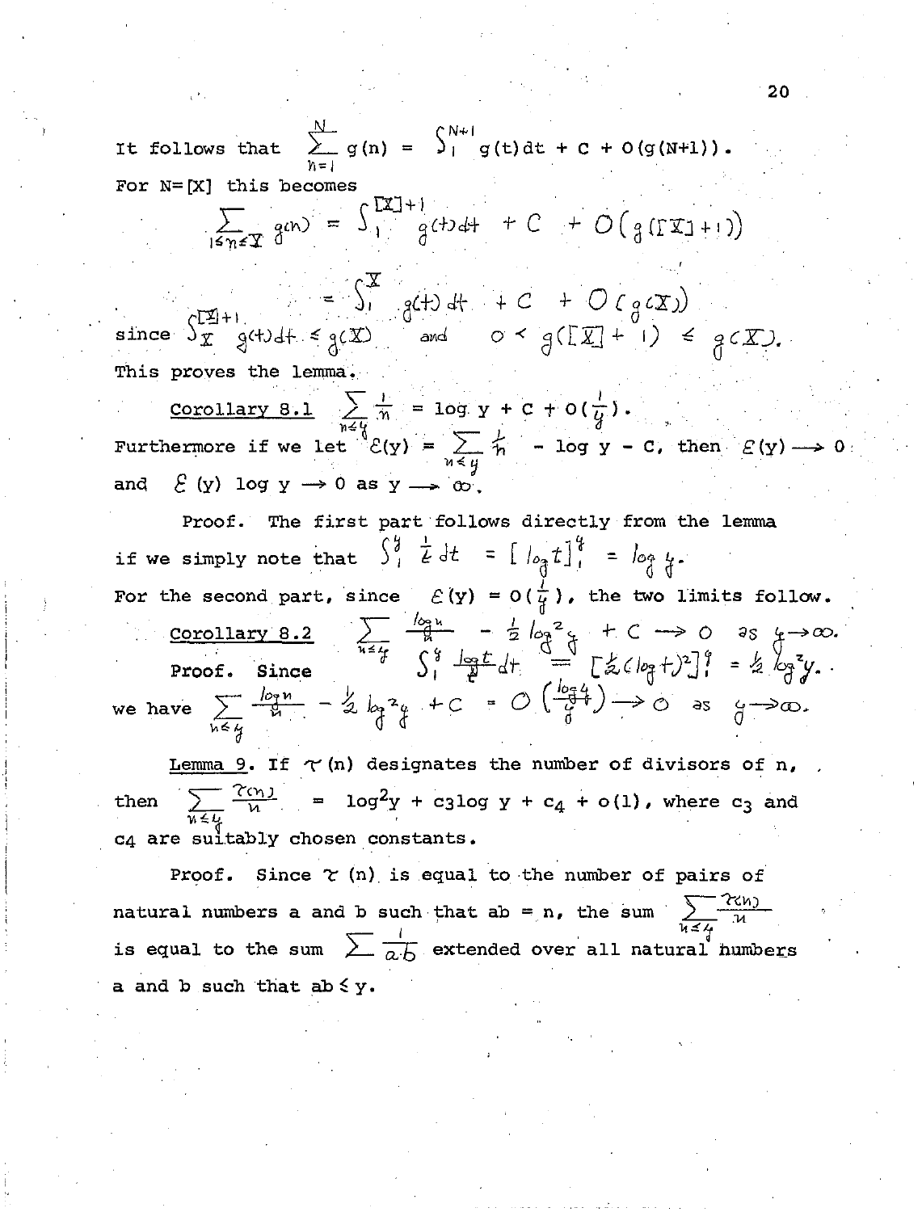It follows that $\sum_{n=1}^{N} g(n) = \int_1^{N+1} g(t)dt + C + O(g(N+1))$.

For $N=[X]$ this becomes

$$\sum_{1\le n\le X} g(n) = \int_1^{[X]+1} g(t)dt + C + O(g([X]+1))$$

$$= \int_1^{X} g(t)\,dt + C + O(g(X))$$

since $\int_X^{[X]+1} g(t)dt \le g(X)$ and $0 < g([X]+1) \le g(X)$.

This proves the lemma.

Corollary 8.1 $\sum_{n\le y} \frac{1}{n} = \log y + C + O(\frac{1}{y})$.

Furthermore if we let $\mathcal{E}(y) = \sum_{n\le y} \frac{1}{n} - \log y - C$, then $\mathcal{E}(y) \longrightarrow 0$ and $\mathcal{E}(y) \log y \longrightarrow 0$ as $y \longrightarrow \infty$.

Proof. The first part follows directly from the lemma if we simply note that $\int_1^y \frac{1}{t}dt = [\log t]_1^y = \log y$.

For the second part, since $\mathcal{E}(y) = O(\frac{1}{y})$, the two limits follow.

Corollary 8.2 $\sum_{n\le y} \frac{\log n}{n} - \frac{1}{2}\log^2 y + C \longrightarrow 0$ as $y\to\infty$.

Proof. Since $\int_1^y \frac{\log t}{t}dt = [\frac{1}{2}(\log t)^2]_1^y = \frac{1}{2}\log^2 y$.

we have $\sum_{n\le y} \frac{\log n}{n} - \frac{1}{2}\log^2 y + C = O\left(\frac{\log y}{y}\right) \to 0$ as $y\to\infty$.

Lemma 9. If $\tau(n)$ designates the number of divisors of n, then $\sum_{n\le y} \frac{\tau(n)}{n} = \log^2 y + c_3 \log y + c_4 + o(1)$, where $c_3$ and $c_4$ are suitably chosen constants.

Proof. Since $\tau(n)$ is equal to the number of pairs of natural numbers a and b such that $ab = n$, the sum $\sum_{n\le y} \frac{\tau(n)}{n}$ is equal to the sum $\sum \frac{1}{a\cdot b}$ extended over all natural numbers a and b such that $ab \le y$.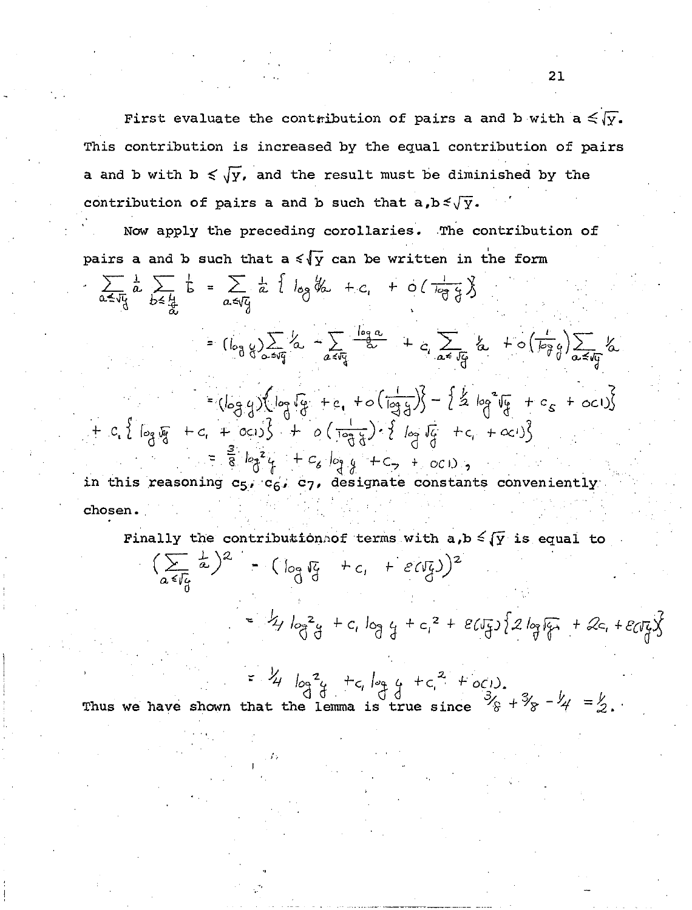First evaluate the contribution of pairs a and b with $a \leq \sqrt{y}$. This contribution is increased by the equal contribution of pairs a and b with $b \leq \sqrt{y}$, and the result must be diminished by the contribution of pairs a and b such that $a, b \leq \sqrt{y}$.

Now apply the preceding corollaries. The contribution of pairs a and b such that $a \leq \sqrt{y}$ can be written in the form

$$\sum_{a \leq \sqrt{y}} \frac{1}{a} \sum_{b \leq \frac{y}{a}} \frac{1}{b} = \sum_{a \leq \sqrt{y}} \frac{1}{a} \left\{ \log y/a + c_1 + o\left(\frac{1}{\log y}\right) \right\}$$

$$= (\log y) \sum_{a \leq \sqrt{y}} 1/a - \sum_{a \leq \sqrt{y}} \frac{\log a}{a} + c_1 \sum_{a \leq \sqrt{y}} 1/a + o\left(\frac{1}{\log y}\right) \sum_{a \leq \sqrt{y}} 1/a$$

$$= (\log y)\left\{ \log \sqrt{y} + c_1 + o\left(\frac{1}{\log y}\right)\right\} - \left\{ \tfrac{1}{2} \log^2 \sqrt{y} + c_5 + o(1)\right\}$$

$$+ c_1 \left\{ \log \sqrt{y} + c_1 + o(1) \right\} + o\left(\frac{1}{\log y}\right) \cdot \left\{ \log \sqrt{y} + c_1 + o(1)\right\}$$

$$= \frac{3}{8} \log^2 y + c_6 \log y + c_7 + o(1),$$

in this reasoning $c_5$, $c_6$, $c_7$, designate constants conveniently chosen.

Finally the contribution of terms with $a, b \leq \sqrt{y}$ is equal to

$$\left(\sum_{a \leq \sqrt{y}} \frac{1}{a}\right)^2 = \left(\log \sqrt{y} + c_1 + \varepsilon(\sqrt{y})\right)^2$$

$$= 1/4 \log^2 y + c_1 \log y + c_1^2 + \varepsilon(\sqrt{y})\left\{ 2 \log \sqrt{y} + 2c_1 + \varepsilon(\sqrt{y}) \right\}$$

$$= 1/4 \log^2 y + c_1 \log y + c_1^2 + o(1).$$

Thus we have shown that the lemma is true since $3/8 + 3/8 - 1/4 = 1/2$.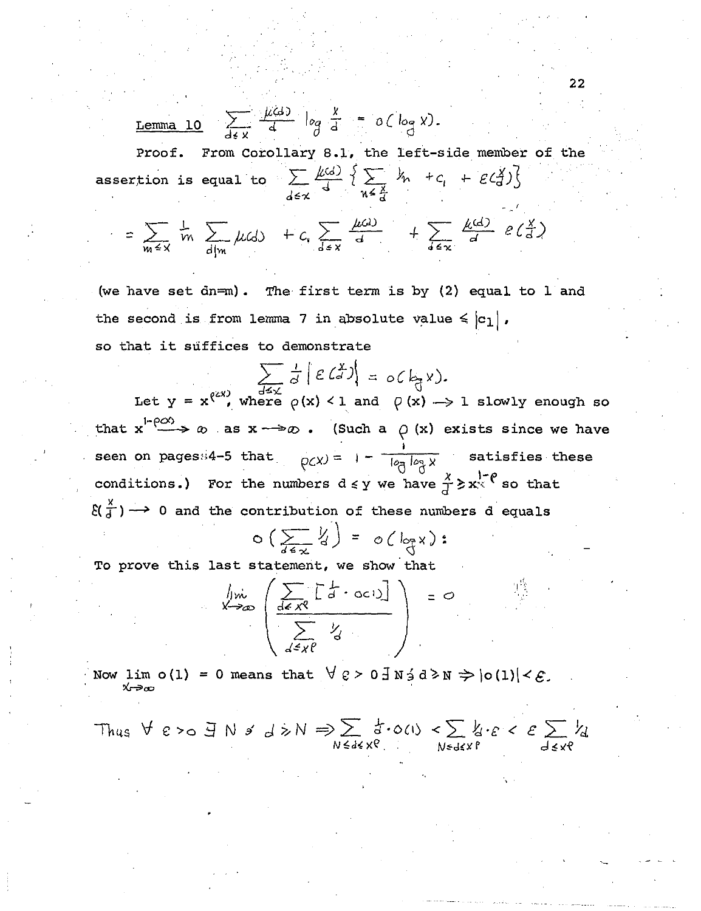Lemma 10 $\sum_{d \le x} \frac{\mu(d)}{d} \log \frac{x}{d} = o(\log x)$.

Proof. From Corollary 8.1, the left-side member of the assertion is equal to $\sum_{d \le x} \frac{\mu(d)}{d} \left\{ \sum_{n \le \frac{x}{d}} \frac{1}{n} + c_1 + \varepsilon(\tfrac{x}{d}) \right\}$

$$= \sum_{m \le x} \frac{1}{m} \sum_{d|m} \mu(d) + c_1 \sum_{d \le x} \frac{\mu(d)}{d} + \sum_{d \le x} \frac{\mu(d)}{d} \varepsilon(\tfrac{x}{d})$$

(we have set $dn = m$). The first term is by (2) equal to 1 and the second is from lemma 7 in absolute value $\le |c_1|$, so that it suffices to demonstrate

$$\sum_{d \le x} \frac{1}{d} \left| \varepsilon(\tfrac{x}{d}) \right| = o(\log x).$$

Let $y = x^{\rho(x)}$, where $\rho(x) < 1$ and $\rho(x) \to 1$ slowly enough so that $x^{1-\rho(x)} \to \infty$ as $x \to \infty$. (Such a $\rho(x)$ exists since we have seen on pages 4-5 that $\rho(x) = 1 - \frac{1}{\log \log x}$ satisfies these conditions.) For the numbers $d \le y$ we have $\frac{x}{d} \ge x^{1-\rho}$ so that $\varepsilon(\frac{x}{d}) \to 0$ and the contribution of these numbers $d$ equals

$$o\left(\sum_{d \le x} \tfrac{1}{d}\right) = o(\log x):$$

To prove this last statement, we show that

$$\lim_{x \to \infty} \left( \frac{\sum_{d \le x^{\rho}} \left[\frac{1}{d} \cdot o(1)\right]}{\sum_{d \le x^{\rho}} \frac{1}{d}} \right) = 0$$

Now $\lim_{x \to \infty} o(1) = 0$ means that $\forall \varepsilon > 0 \, \exists N \ni d \ge N \Rightarrow |o(1)| < \varepsilon$.

Thus $\forall \varepsilon > 0 \, \exists N \ni d \ge N \Rightarrow \sum_{N \le d \le x^{\rho}} \frac{1}{d} \cdot o(1) < \sum_{N \le d \le x^{\rho}} \frac{1}{d} \cdot \varepsilon < \varepsilon \sum_{d \le x^{\rho}} \frac{1}{d}$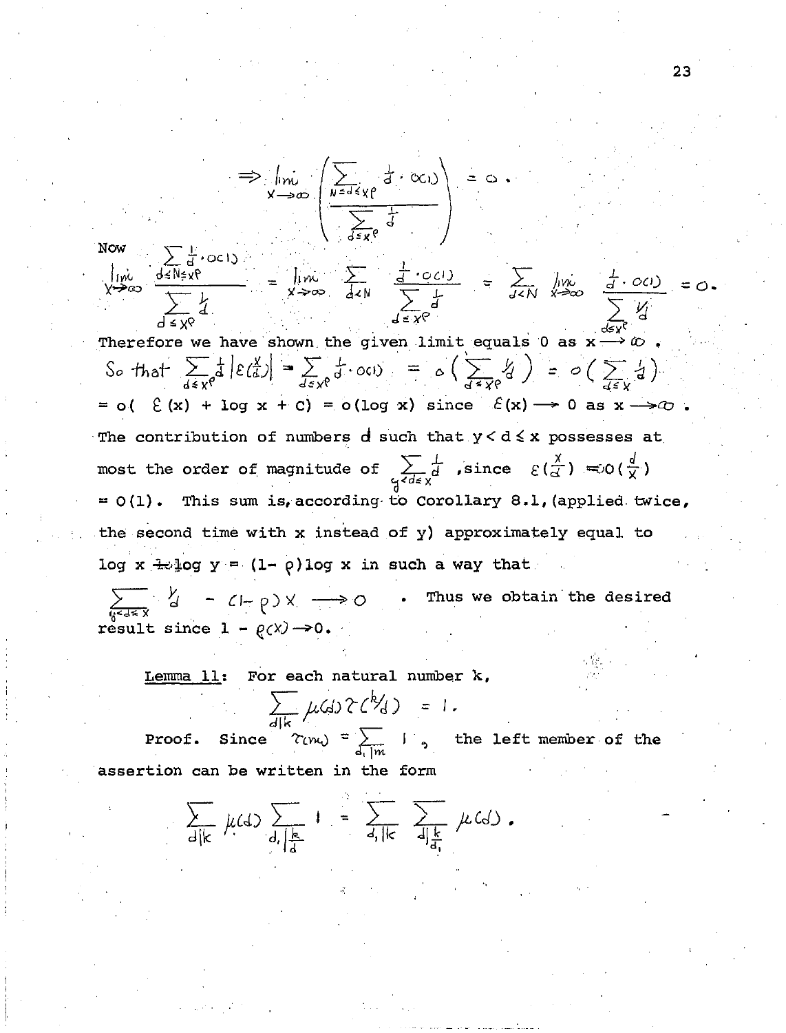$$\Rightarrow \lim_{x\to\infty} \left( \frac{\sum_{N \le d \le x^\rho} \frac{1}{d} \cdot o(1)}{\sum_{d \le x^\rho} \frac{1}{d}} \right) = 0 .$$

Now

$$\lim_{x\to\infty} \frac{\sum_{d \le N \le x^\rho} \frac{1}{d} \cdot o(1)}{\sum_{d \le x^\rho} \frac{1}{d}} = \lim_{x\to\infty} \sum_{d<N} \frac{\frac{1}{d} \cdot o(1)}{\sum_{d \le x^\rho} \frac{1}{d}} = \sum_{d<N} \lim_{x\to\infty} \frac{\frac{1}{d} \cdot o(1)}{\sum_{d \le x^\rho} \frac{1}{d}} = 0 .$$

Therefore we have shown the given limit equals 0 as $x \to \infty$.

So that $\sum_{d \le x^\rho} \frac{1}{d} \left|\varepsilon\left(\frac{x}{d}\right)\right| = \sum_{d \le x^\rho} \frac{1}{d} \cdot o(1) = o\left(\sum_{d \le x^\rho} \frac{1}{d}\right) = o\left(\sum_{d \le x} \frac{1}{d}\right)$

$= o(\,\varepsilon(x) + \log x + C) = o(\log x)$ since $\varepsilon(x) \to 0$ as $x \to \infty$.

The contribution of numbers $d$ such that $y < d \le x$ possesses at most the order of magnitude of $\sum_{y<d\le x} \frac{1}{d}$, since $\varepsilon\left(\frac{x}{d}\right) = O\left(\frac{d}{x}\right)$ $= O(1)$. This sum is, according to Corollary 8.1, (applied twice, the second time with x instead of y) approximately equal to $\log x - \log y = (1-\rho)\log x$ in such a way that

$\sum_{y<d\le x} \frac{1}{d} - (1-\rho)x \to 0$ . Thus we obtain the desired result since $1-\rho(x) \to 0$.

<u>Lemma 11</u>: For each natural number k,

$$\sum_{d|k} \mu(d)\tau(k/d) = 1 .$$

Proof. Since $\tau(m) = \sum_{d_1|m} 1$, the left member of the assertion can be written in the form

$$\sum_{d|k} \mu(d) \sum_{d_1 | \frac{k}{d}} 1 = \sum_{d_1|k} \sum_{d | \frac{k}{d_1}} \mu(d) .$$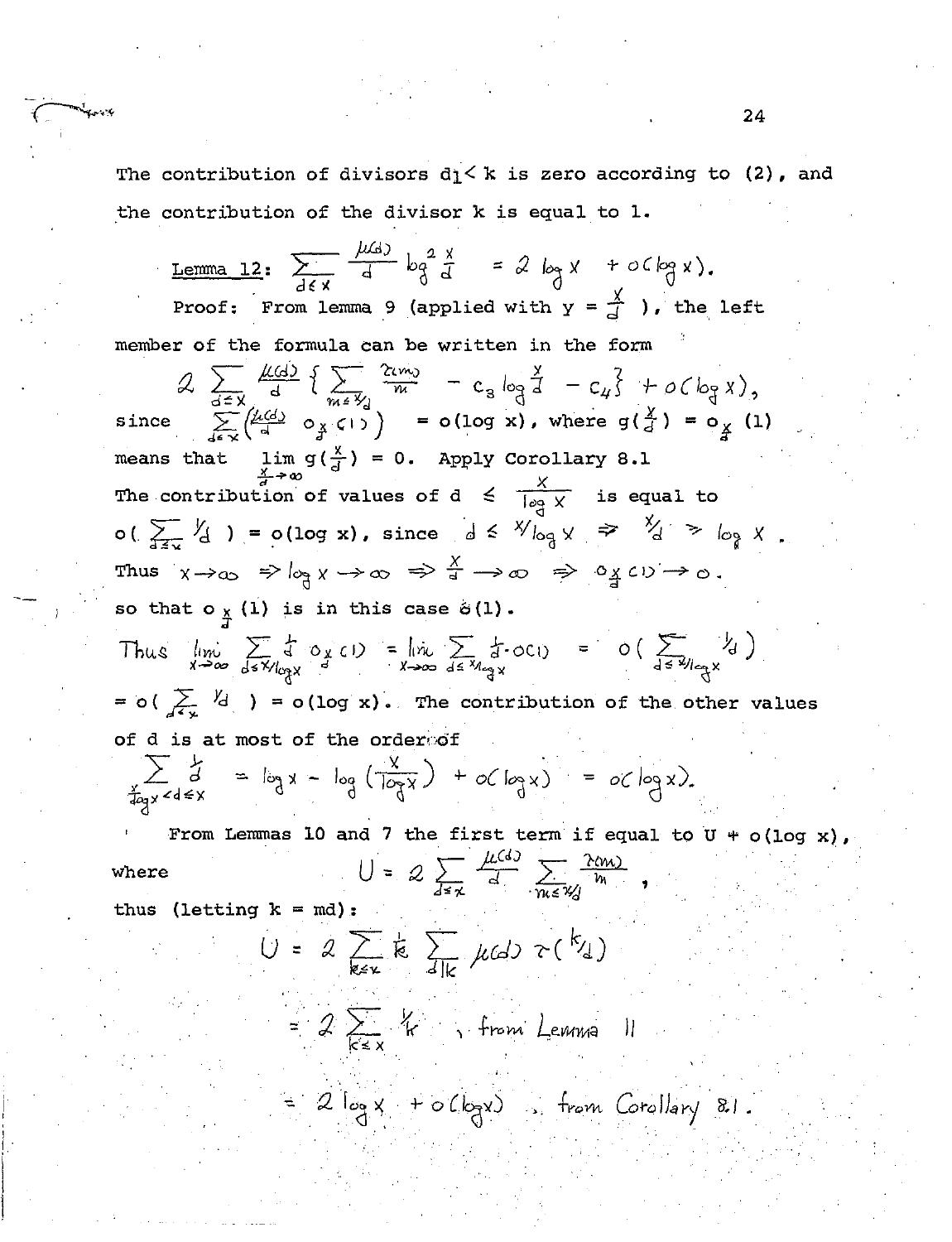The contribution of divisors $d_1 < k$ is zero according to (2), and the contribution of the divisor k is equal to 1.

Lemma 12: $\sum_{d \le x} \frac{\mu(d)}{d} \log^2 \frac{x}{d} = 2 \log x + o(\log x).$

Proof: From lemma 9 (applied with $y = \frac{x}{d}$), the left member of the formula can be written in the form

$$2 \sum_{d \le x} \frac{\mu(d)}{d} \left\{ \sum_{m \le x/d} \frac{\tau(m)}{m} - c_3 \log \frac{x}{d} - c_4 \right\} + o(\log x),$$

since $\sum_{d \le x} \left( \frac{\mu(d)}{d} \, o_{\frac{x}{d}}(1) \right) = o(\log x)$, where $g(\frac{x}{d}) = o_{\frac{x}{d}}(1)$ means that $\lim_{\frac{x}{d} \to \infty} g(\frac{x}{d}) = 0$. Apply Corollary 8.1

The contribution of values of $d \le \frac{x}{\log x}$ is equal to $o(\sum_{d \le x} 1/d) = o(\log x)$, since $d \le x/\log x \Rightarrow x/d \ge \log x$.

Thus $x \to \infty \Rightarrow \log x \to \infty \Rightarrow \frac{x}{d} \to \infty \Rightarrow o_{\frac{x}{d}}(1) \to 0$.

so that $o_{\frac{x}{d}}(1)$ is in this case $o(1)$.

Thus $\lim_{x \to \infty} \sum_{d \le x/\log x} \frac{1}{d} \, o_{\frac{x}{d}}(1) = \lim_{x \to \infty} \sum_{d \le x/\log x} \frac{1}{d} \cdot o(1) = o\left( \sum_{d \le x/\log x} 1/d \right)$

$= o(\sum_{d \le x} 1/d) = o(\log x)$. The contribution of the other values of d is at most of the order of

$$\sum_{\frac{x}{\log x} < d \le x} \frac{1}{d} = \log x - \log\left(\frac{x}{\log x}\right) + o(\log x) = o(\log x).$$

From Lemmas 10 and 7 the first term if equal to $U + o(\log x)$, where

$$U = 2 \sum_{d \le x} \frac{\mu(d)}{d} \sum_{m \le x/d} \frac{\tau(m)}{m},$$

thus (letting $k = md$):

$$U = 2 \sum_{k \le x} \frac{1}{k} \sum_{d | k} \mu(d) \tau(k/d)$$

$$= 2 \sum_{k \le x} 1/k \quad \text{, from Lemma 11}$$

$$= 2 \log x + o(\log x) \quad \text{, from Corollary 8.1.}$$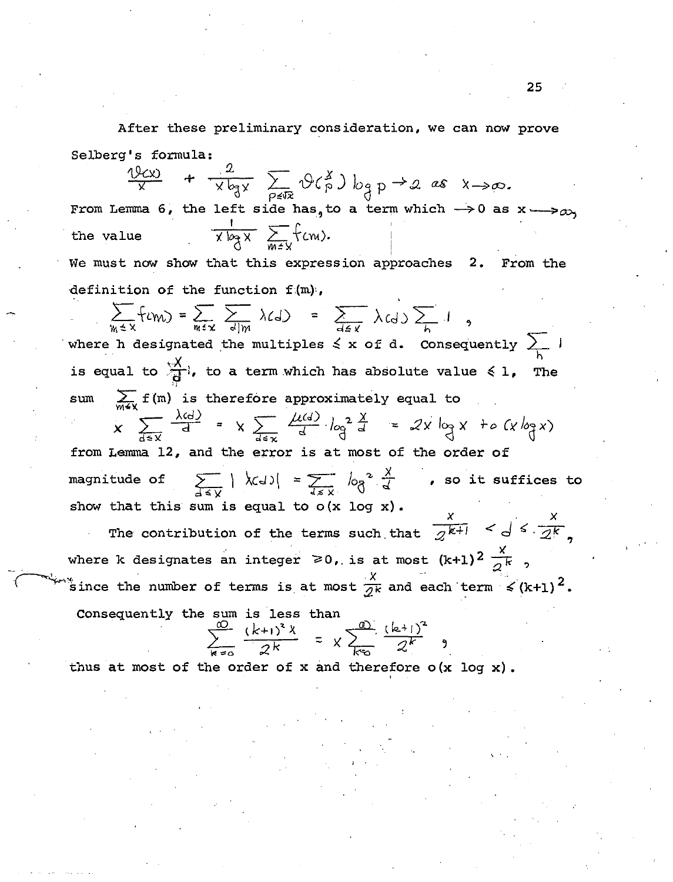After these preliminary consideration, we can now prove Selberg's formula:

$$\frac{\vartheta(x)}{x} + \frac{2}{x\log x}\sum_{p\leq\sqrt{x}} \vartheta\left(\frac{x}{p}\right)\log p \to 2 \text{ as } x\to\infty.$$

From Lemma 6, the left side has, to a term which $\to 0$ as $x \to \infty$, the value $\frac{1}{x\log x}\sum_{m\leq x} f(m)$.

We must now show that this expression approaches 2. From the definition of the function $f(m)$,

$$\sum_{m\leq x} f(m) = \sum_{m\leq x}\sum_{d|m}\lambda(d) = \sum_{d\leq x}\lambda(d)\sum_{h} 1 ,$$

where h designated the multiples $\leq$ x of d. Consequently $\sum_h 1$ is equal to $\frac{x}{d}$, to a term which has absolute value $\leq 1$, The sum $\sum_{m\leq x} f(m)$ is therefore approximately equal to

$$x\sum_{d\leq x}\frac{\lambda(d)}{d} = x\sum_{d\leq x}\frac{\mu(d)}{d}\cdot\log^2\frac{x}{d} = 2x\log x + o(x\log x)$$

from Lemma 12, and the error is at most of the order of magnitude of $\sum_{d\leq x}|\lambda(d)| = \sum_{d\leq x}\log^2\frac{x}{d}$, so it suffices to show that this sum is equal to $o(x \log x)$.

The contribution of the terms such that $\frac{x}{2^{k+1}} < d \leq \frac{x}{2^k}$, where k designates an integer $\geq 0$, is at most $(k+1)^2\frac{x}{2^k}$, since the number of terms is at most $\frac{x}{2^k}$ and each term $\leq (k+1)^2$.

Consequently the sum is less than

$$\sum_{k=0}^{\infty}\frac{(k+1)^2 x}{2^k} = x\sum_{k=0}^{\infty}\frac{(k+1)^2}{2^k},$$

thus at most of the order of x and therefore $o(x \log x)$.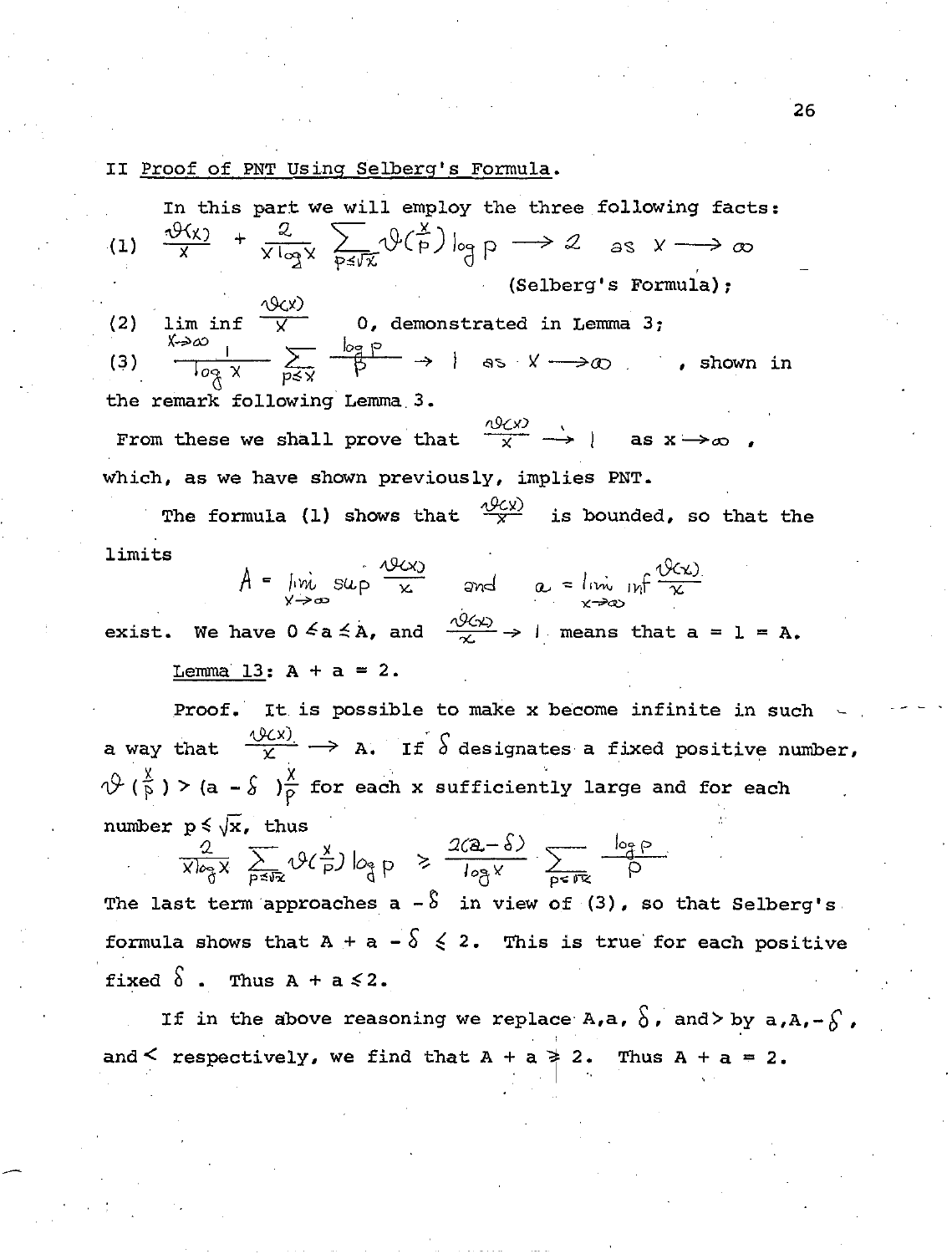## II Proof of PNT Using Selberg's Formula.

In this part we will employ the three following facts:

(1) $\dfrac{\vartheta(x)}{x} + \dfrac{2}{x\log x} \sum_{p\leq\sqrt{x}} \vartheta(\frac{x}{p}) \log p \longrightarrow 2$ as $x \longrightarrow \infty$ (Selberg's Formula);

(2) $\liminf\limits_{x\to\infty} \dfrac{\vartheta(x)}{x}$ 0, demonstrated in Lemma 3;

(3) $\dfrac{1}{\log x} \sum_{p\leq x} \dfrac{\log p}{p} \to 1$ as $x \longrightarrow \infty$, shown in the remark following Lemma 3.

From these we shall prove that $\dfrac{\vartheta(x)}{x} \longrightarrow 1$ as $x \to \infty$, which, as we have shown previously, implies PNT.

The formula (1) shows that $\dfrac{\vartheta(x)}{x}$ is bounded, so that the limits

$$A = \limsup_{x\to\infty} \frac{\vartheta(x)}{x} \quad \text{and} \quad a = \liminf_{x\to\infty} \frac{\vartheta(x)}{x}$$

exist. We have $0 \leq a \leq A$, and $\dfrac{\vartheta(x)}{x} \to 1$ means that $a = 1 = A$.

Lemma 13: $A + a = 2$.

Proof. It is possible to make $x$ become infinite in such a way that $\dfrac{\vartheta(x)}{x} \longrightarrow A$. If $\delta$ designates a fixed positive number, $\vartheta(\frac{x}{p}) > (a - \delta)\frac{x}{p}$ for each $x$ sufficiently large and for each number $p \leq \sqrt{x}$, thus

$$\frac{2}{x\log x} \sum_{p\leq\sqrt{x}} \vartheta(\tfrac{x}{p}) \log p \geq \frac{2(a-\delta)}{\log x} \sum_{p\leq\sqrt{x}} \frac{\log p}{p}$$

The last term approaches $a - \delta$ in view of (3), so that Selberg's formula shows that $A + a - \delta \leq 2$. This is true for each positive fixed $\delta$. Thus $A + a \leq 2$.

If in the above reasoning we replace $A$, $a$, $\delta$, and $>$ by $a$, $A$, $-\delta$, and $<$ respectively, we find that $A + a \geq 2$. Thus $A + a = 2$.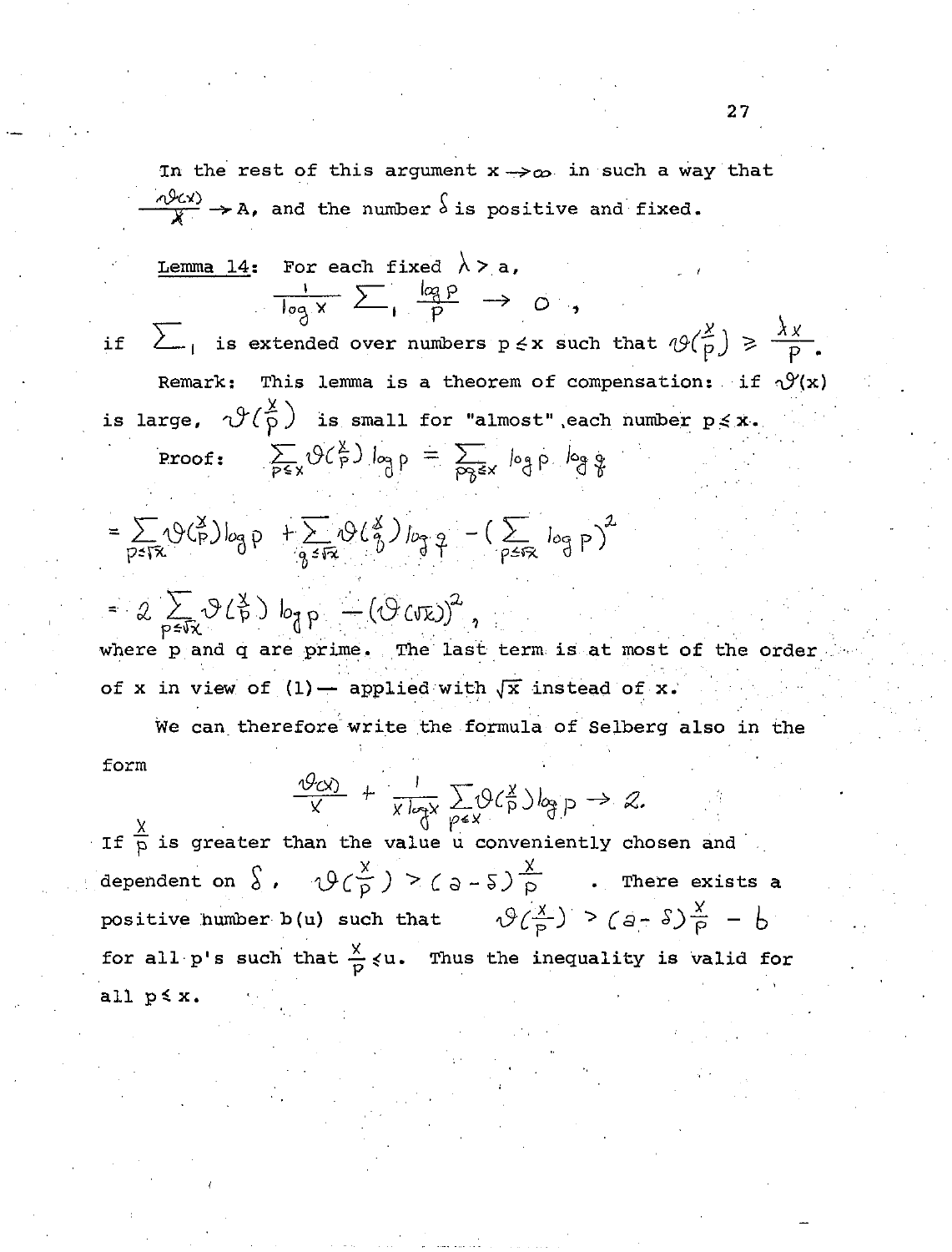In the rest of this argument $x \to \infty$ in such a way that $\frac{\vartheta(x)}{x} \to A$, and the number $\delta$ is positive and fixed.

Lemma 14: For each fixed $\lambda > a$,

$$\frac{1}{\log x} \sum_1 \frac{\log p}{p} \to 0,$$

if $\sum_1$ is extended over numbers $p \le x$ such that $\vartheta(\frac{x}{p}) \ge \frac{\lambda x}{p}$.

Remark: This lemma is a theorem of compensation: if $\vartheta(x)$ is large, $\vartheta(\frac{x}{p})$ is small for "almost" each number $p \le x$.

Proof: $\sum_{p \le x} \vartheta(\frac{x}{p}) \log p = \sum_{pq \le x} \log p \cdot \log q$

$$= \sum_{p \le \sqrt{x}} \vartheta(\tfrac{x}{p}) \log p + \sum_{q \le \sqrt{x}} \vartheta(\tfrac{x}{q}) \log q - (\sum_{p \le \sqrt{x}} \log p)^2$$

$$= 2 \sum_{p \le \sqrt{x}} \vartheta(\tfrac{x}{p}) \log p - (\vartheta(\sqrt{x}))^2,$$

where p and q are prime. The last term is at most of the order of x in view of (1)— applied with $\sqrt{x}$ instead of x.

We can therefore write the formula of Selberg also in the form

$$\frac{\vartheta(x)}{x} + \frac{1}{x \log x} \sum_{p \le x} \vartheta(\tfrac{x}{p}) \log p \to 2.$$

If $\frac{x}{p}$ is greater than the value u conveniently chosen and dependent on $\delta$, $\vartheta(\frac{x}{p}) > (a - \delta)\frac{x}{p}$. There exists a positive number b(u) such that $\vartheta(\frac{x}{p}) > (a - \delta)\frac{x}{p} - b$ for all p's such that $\frac{x}{p} \le u$. Thus the inequality is valid for all $p \le x$.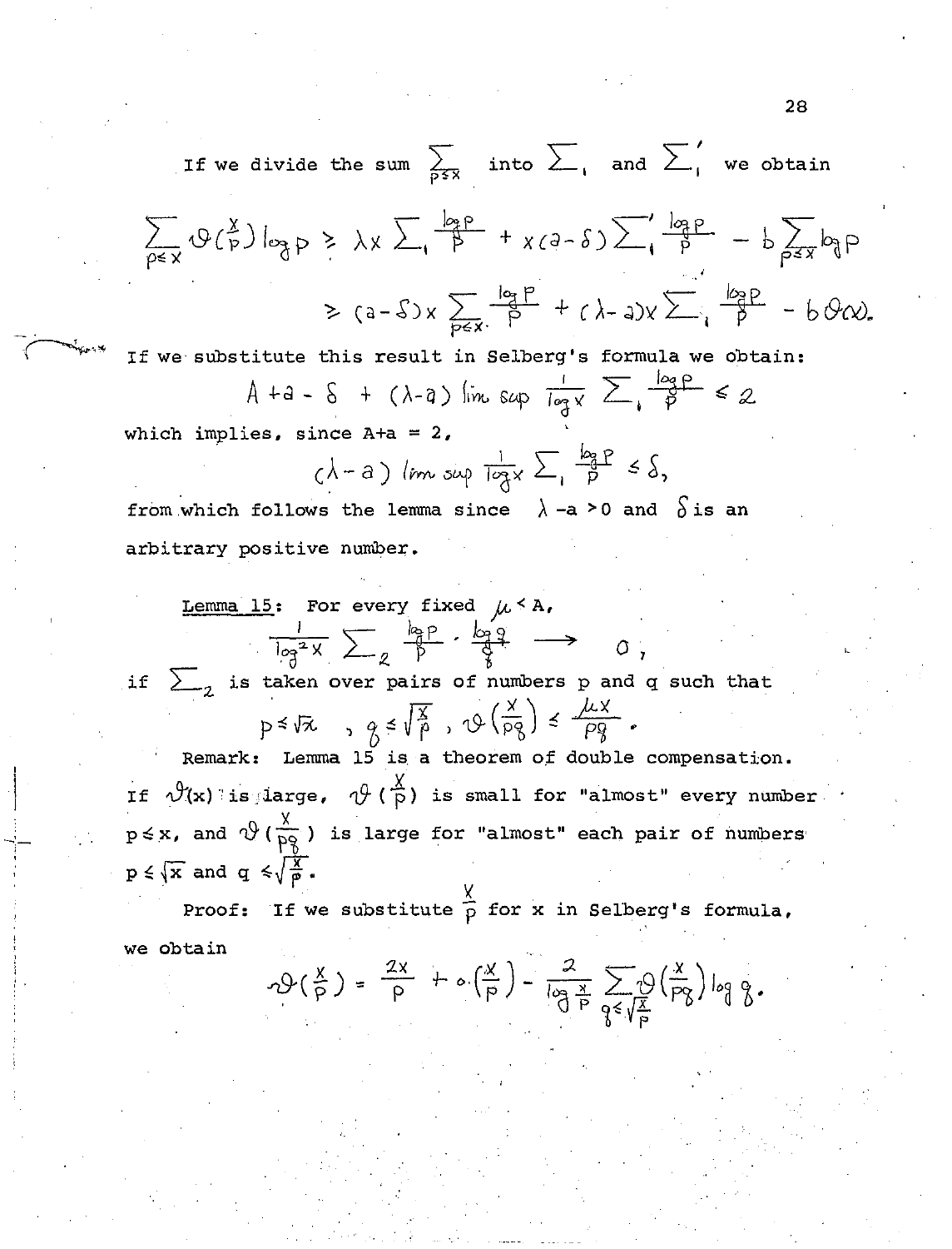If we divide the sum $\sum_{p \le x}$ into $\sum_1$ and $\sum_1'$ we obtain

$$\sum_{p\le x} \vartheta\left(\frac{x}{p}\right)\log p \ge \lambda x \sum_1 \frac{\log p}{p} + x(a-\delta)\sum_1' \frac{\log p}{p} - b\sum_{p\le x}\log p$$

$$\ge (a-\delta)x\sum_{p\le x}\frac{\log p}{p} + (\lambda - a)x\sum_1 \frac{\log p}{p} - b\,\vartheta(x).$$

If we substitute this result in Selberg's formula we obtain:

$$A + a - \delta + (\lambda - a)\limsup \frac{1}{\log x}\sum_1 \frac{\log p}{p} \le 2$$

which implies, since $A+a = 2$,

$$(\lambda - a)\limsup \frac{1}{\log x}\sum_1 \frac{\log p}{p} \le \delta,$$

from which follows the lemma since $\lambda - a > 0$ and $\delta$ is an arbitrary positive number.

<u>Lemma 15</u>: For every fixed $\mu < A$,

$$\frac{1}{\log^2 x}\sum_2 \frac{\log p}{p}\cdot\frac{\log q}{q} \longrightarrow 0,$$

if $\sum_2$ is taken over pairs of numbers p and q such that

$$p \le \sqrt{x}, \quad q \le \sqrt{\frac{x}{p}}, \quad \vartheta\left(\frac{x}{pq}\right) \le \frac{\mu x}{pq}.$$

Remark: Lemma 15 is a theorem of double compensation. If $\vartheta(x)$ is large, $\vartheta\left(\frac{x}{p}\right)$ is small for "almost" every number $p \le x$, and $\vartheta\left(\frac{x}{pq}\right)$ is large for "almost" each pair of numbers $p \le \sqrt{x}$ and $q \le \sqrt{\frac{x}{p}}$.

Proof: If we substitute $\frac{x}{p}$ for x in Selberg's formula, we obtain

$$\vartheta\left(\frac{x}{p}\right) = \frac{2x}{p} + o\left(\frac{x}{p}\right) - \frac{2}{\log\frac{x}{p}}\sum_{q\le\sqrt{\frac{x}{p}}}\vartheta\left(\frac{x}{pq}\right)\log q.$$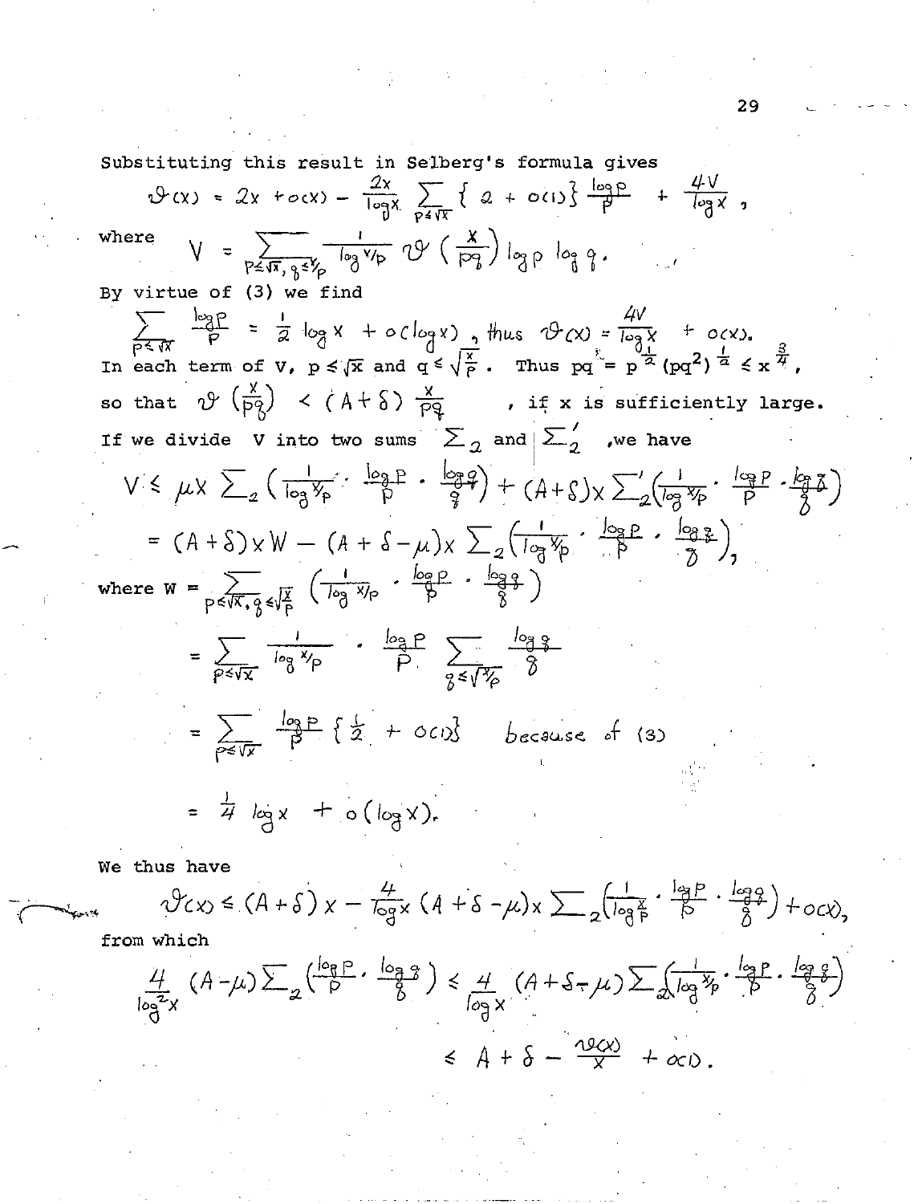Substituting this result in Selberg's formula gives

$$\vartheta(x) = 2x + o(x) - \frac{2x}{\log x} \sum_{p \leq \sqrt{x}} \{ 2 + o(1) \} \frac{\log p}{p} + \frac{4V}{\log x},$$

where

$$V = \sum_{p \leq \sqrt{x},\, q \leq x/p} \frac{1}{\log x/p} \vartheta\left(\frac{x}{pq}\right) \log p \log q.$$

By virtue of (3) we find

$$\sum_{p \leq \sqrt{x}} \frac{\log p}{p} = \frac{1}{2} \log x + o(\log x), \text{ thus } \vartheta(x) = \frac{4V}{\log x} + o(x).$$

In each term of V, $p \leq \sqrt{x}$ and $q \leq \sqrt{\frac{x}{p}}$. Thus $pq = p^{\frac{1}{2}}(pq^2)^{\frac{1}{2}} \leq x^{\frac{3}{4}}$,

so that $\vartheta\left(\frac{x}{pq}\right) < (A+\delta)\frac{x}{pq}$ , if x is sufficiently large.

If we divide V into two sums $\Sigma_2$ and $\Sigma_2'$ ,we have

$$V \leq \mu x \sum\nolimits_2 \left( \frac{1}{\log x/p} \cdot \frac{\log p}{p} \cdot \frac{\log q}{q} \right) + (A+\delta)x \sum\nolimits_2' \left( \frac{1}{\log x/p} \cdot \frac{\log p}{p} \cdot \frac{\log q}{q} \right)$$

$$= (A+\delta)xW - (A+\delta-\mu)x \sum\nolimits_2 \left( \frac{1}{\log x/p} \cdot \frac{\log p}{p} \cdot \frac{\log q}{q} \right),$$

where

$$W = \sum_{p \leq \sqrt{x},\, q \leq \sqrt{\frac{x}{p}}} \left( \frac{1}{\log x/p} \cdot \frac{\log p}{p} \cdot \frac{\log q}{q} \right)$$

$$= \sum_{p \leq \sqrt{x}} \frac{1}{\log x/p} \cdot \frac{\log p}{p} \sum_{q \leq \sqrt{x/p}} \frac{\log q}{q}$$

$$= \sum_{p \leq \sqrt{x}} \frac{\log p}{p} \left\{ \frac{1}{2} + o(1) \right\} \quad \text{because of (3)}$$

$$= \frac{1}{4} \log x + o(\log x).$$

We thus have

$$\vartheta(x) \leq (A+\delta)x - \frac{4}{\log x}x(A+\delta-\mu)x \sum\nolimits_2 \left( \frac{1}{\log \frac{x}{p}} \cdot \frac{\log p}{p} \cdot \frac{\log q}{q} \right) + o(x),$$

from which

$$\frac{4}{\log^2 x}(A-\mu)\sum\nolimits_2 \left( \frac{\log p}{p} \cdot \frac{\log q}{q} \right) \leq \frac{4}{\log x}(A+\delta-\mu)\sum\nolimits_2 \left( \frac{1}{\log x/p} \cdot \frac{\log p}{p} \cdot \frac{\log q}{q} \right)$$

$$\leq A + \delta - \frac{\vartheta(x)}{x} + o(1).$$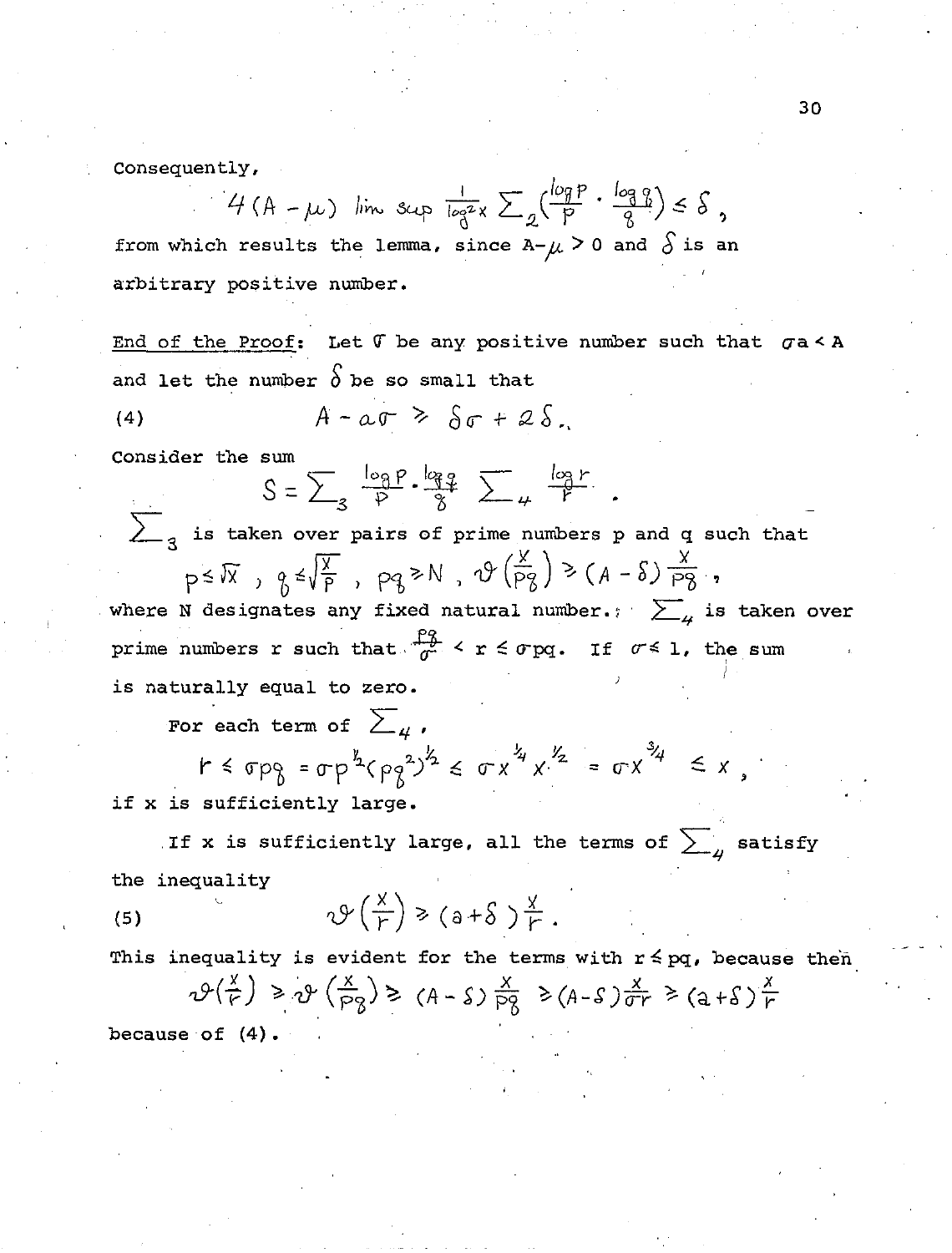Consequently,

$$4(A-\mu)\ \limsup \frac{1}{\log^2 x} \sum_2 \left(\frac{\log p}{p} \cdot \frac{\log q}{q}\right) \leq \delta,$$

from which results the lemma, since $A-\mu > 0$ and $\delta$ is an arbitrary positive number.

<u>End of the Proof</u>: Let $\sigma$ be any positive number such that $\sigma a < A$ and let the number $\delta$ be so small that

$$A - a\sigma \geq \delta\sigma + 2\delta. \tag{4}$$

Consider the sum

$$S = \sum_3 \frac{\log p}{p} \cdot \frac{\log q}{q} \sum_4 \frac{\log r}{r}.$$

$\sum_3$ is taken over pairs of prime numbers p and q such that

$$p \leq \sqrt{x},\ q \leq \sqrt{\frac{x}{p}},\ pq \geq N,\ \vartheta\left(\frac{x}{pq}\right) \geq (A-\delta)\frac{x}{pq},$$

where N designates any fixed natural number. $\sum_4$ is taken over prime numbers r such that $\frac{pq}{\sigma} < r \leq \sigma pq$. If $\sigma \leq 1$, the sum is naturally equal to zero.

For each term of $\sum_4$,

$$r \leq \sigma pq = \sigma p^{1/2}(pq^2)^{1/2} \leq \sigma x^{1/4} x^{1/2} = \sigma x^{3/4} \leq x,$$

if x is sufficiently large.

If x is sufficiently large, all the terms of $\sum_4$ satisfy the inequality

$$\vartheta\left(\frac{x}{r}\right) \geq (a+\delta)\frac{x}{r}. \tag{5}$$

This inequality is evident for the terms with $r \leq pq$, because then

$$\vartheta\left(\frac{x}{r}\right) \geq \vartheta\left(\frac{x}{pq}\right) \geq (A-\delta)\frac{x}{pq} \geq (A-\delta)\frac{x}{\sigma r} \geq (a+\delta)\frac{x}{r}$$

because of (4).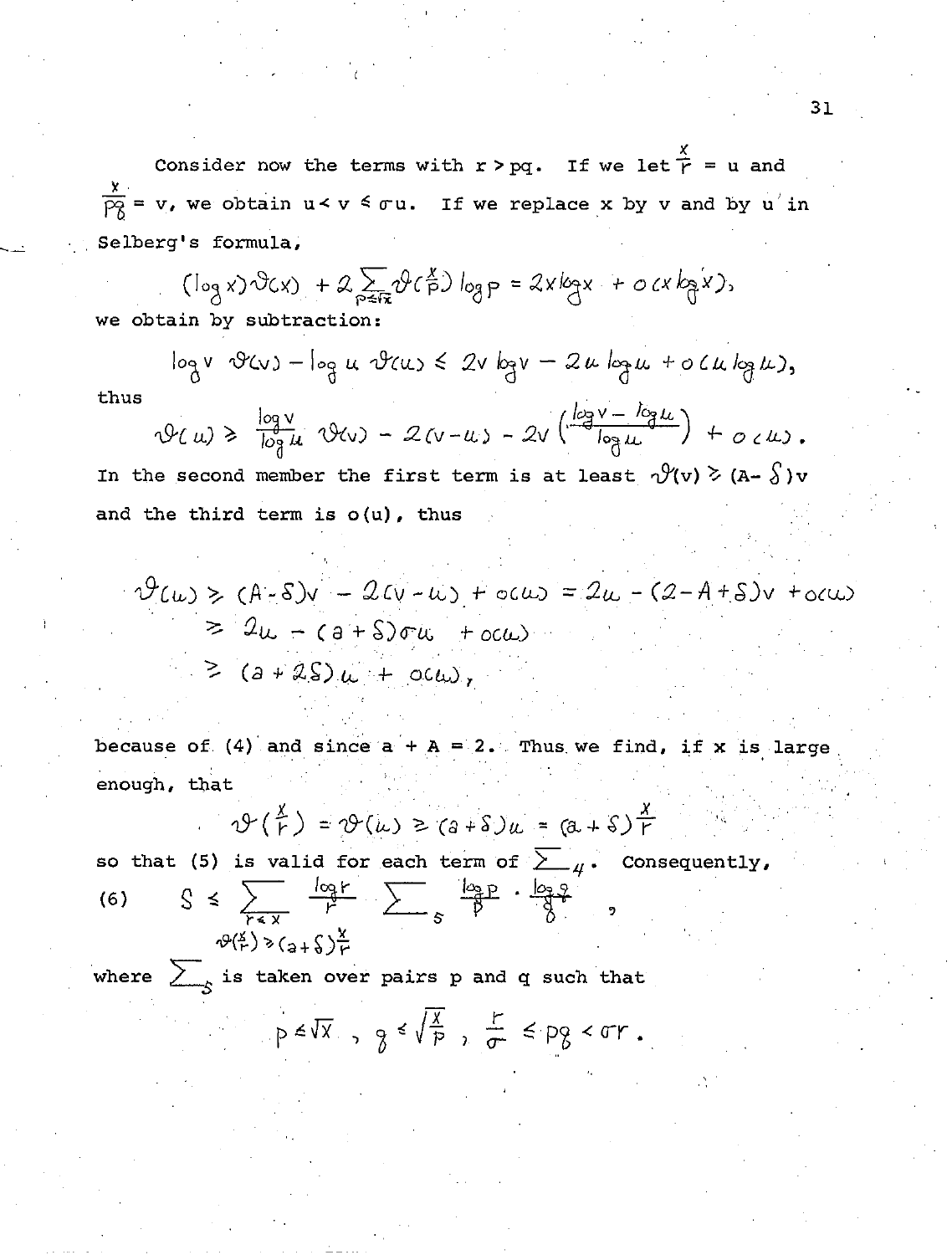Consider now the terms with $r > pq$. If we let $\frac{x}{r} = u$ and $\frac{x}{pq} = v$, we obtain $u < v \leq \sigma u$. If we replace $x$ by $v$ and by $u$ in Selberg's formula,

$$(\log x)\vartheta(x) + 2\sum_{p \leq \sqrt{x}} \vartheta\left(\frac{x}{p}\right)\log p = 2x\log x + o(x\log x),$$

we obtain by subtraction:

$$\log v\ \vartheta(v) - \log u\ \vartheta(u) \leq 2v\log v - 2u\log u + o(u\log u),$$

thus

$$\vartheta(u) \geq \frac{\log v}{\log u}\ \vartheta(v) - 2(v-u) - 2v\left(\frac{\log v - \log u}{\log u}\right) + o(u).$$

In the second member the first term is at least $\vartheta(v) \geq (A-\delta)v$ and the third term is $o(u)$, thus

$$\begin{aligned}
\vartheta(u) &\geq (A-\delta)v - 2(v-u) + o(u) = 2u - (2-A+\delta)v + o(u) \\
&\geq 2u - (a+\delta)\sigma u + o(u) \\
&\geq (a+2\delta)u + o(u),
\end{aligned}$$

because of (4) and since $a + A = 2$. Thus we find, if $x$ is large enough, that

$$\vartheta\left(\frac{x}{r}\right) = \vartheta(u) \geq (a+\delta)u = (a+\delta)\frac{x}{r}$$

so that (5) is valid for each term of $\sum_4$. Consequently,

$$(6) \qquad S \leq \sum_{\substack{r \leq x \\ \vartheta(\frac{x}{r}) \geq (a+\delta)\frac{x}{r}}} \frac{\log r}{r} \sum_{5} \frac{\log p}{p} \cdot \frac{\log q}{q},$$

where $\sum_5$ is taken over pairs $p$ and $q$ such that

$$p \leq \sqrt{x}, \quad q \leq \sqrt{\frac{x}{p}}, \quad \frac{r}{\sigma} \leq pq < \sigma r.$$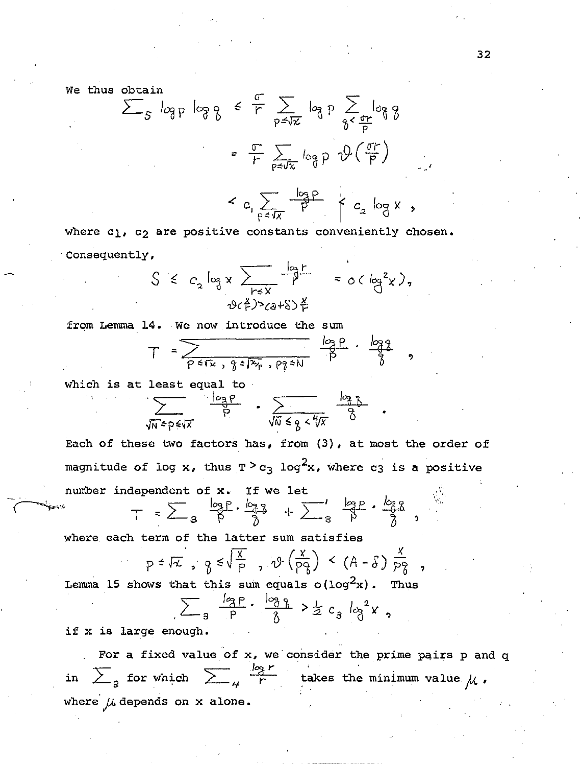We thus obtain

$$\sum_5 \log p \log q \leq \frac{\sigma}{r} \sum_{p \leq \sqrt{x}} \log p \sum_{q < \frac{\sigma r}{p}} \log q$$

$$= \frac{\sigma}{r} \sum_{p \leq \sqrt{x}} \log p \, \vartheta\left(\frac{\sigma r}{p}\right)$$

$$< c_1 \sum_{p \leq \sqrt{x}} \frac{\log p}{p} < c_2 \log x ,$$

where $c_1$, $c_2$ are positive constants conveniently chosen. Consequently,

$$S \leq c_2 \log x \sum_{\substack{r \leq x \\ \vartheta(\frac{x}{r}) > (a+\delta)\frac{x}{r}}} \frac{\log r}{r} = o(\log^2 x),$$

from Lemma 14. We now introduce the sum

$$T = \sum_{p \leq \sqrt{x},\ q \leq \sqrt{x/p},\ pq \leq N} \frac{\log p}{p} \cdot \frac{\log q}{q} ,$$

which is at least equal to

$$\sum_{\sqrt{N} \leq p \leq \sqrt{x}} \frac{\log p}{p} \cdot \sum_{\sqrt{N} \leq q < \sqrt[4]{x}} \frac{\log q}{q} .$$

Each of these two factors has, from (3), at most the order of magnitude of $\log x$, thus $T > c_3 \log^2 x$, where $c_3$ is a positive number independent of $x$. If we let

$$T = \sum_3 \frac{\log p}{p} \cdot \frac{\log q}{q} + \sum_3{}' \frac{\log p}{p} \cdot \frac{\log q}{q} ,$$

where each term of the latter sum satisfies

$$p \leq \sqrt{x} ,\ q \leq \sqrt{\frac{x}{p}} ,\ \vartheta\left(\frac{x}{pq}\right) < (A-\delta)\frac{x}{pq} ,$$

Lemma 15 shows that this sum equals $o(\log^2 x)$. Thus

$$\sum_3 \frac{\log p}{p} \cdot \frac{\log q}{q} > \frac{1}{2} c_3 \log^2 x ,$$

if $x$ is large enough.

For a fixed value of $x$, we consider the prime pairs $p$ and $q$ in $\sum_3$ for which $\sum_4 \frac{\log r}{r}$ takes the minimum value $\mu$, where $\mu$ depends on $x$ alone.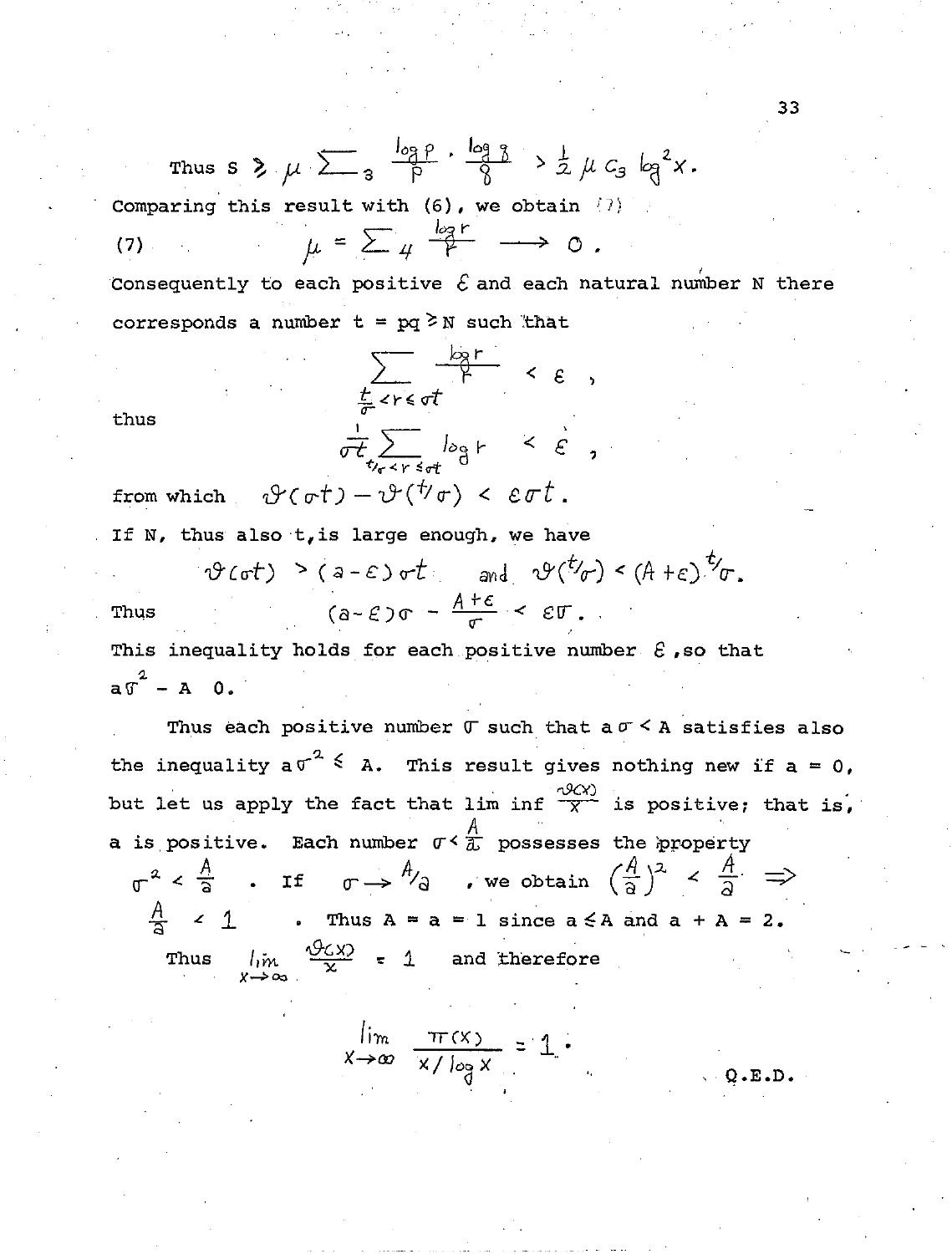Thus $s \geqslant \mu \sum_3 \frac{\log p}{p} \cdot \frac{\log q}{q} > \frac{1}{2} \mu c_3 \log^2 x$.

Comparing this result with (6), we obtain

$$\mu = \sum_4 \frac{\log r}{r} \longrightarrow 0 . \tag{7}$$

Consequently to each positive $\varepsilon$ and each natural number N there corresponds a number $t = pq \geqslant N$ such that

$$\sum_{\frac{t}{\sigma} < r \leqslant \sigma t} \frac{\log r}{r} < \varepsilon ,$$

thus

$$\frac{1}{\sigma t} \sum_{t/\sigma < r \leqslant \sigma t} \log r < \varepsilon ,$$

from which $\vartheta(\sigma t) - \vartheta(t/\sigma) < \varepsilon \sigma t$.

If N, thus also t, is large enough, we have

$$\vartheta(\sigma t) > (a - \varepsilon)\sigma t \quad \text{and} \quad \vartheta(t/\sigma) < (A + \varepsilon) t/\sigma.$$

Thus

$$(a - \varepsilon)\sigma - \frac{A+\varepsilon}{\sigma} < \varepsilon \sigma .$$

This inequality holds for each positive number $\varepsilon$, so that $a\sigma^2 - A \quad 0$.

Thus each positive number $\sigma$ such that $a\sigma < A$ satisfies also the inequality $a\sigma^2 \leqslant A$. This result gives nothing new if $a = 0$, but let us apply the fact that $\liminf \frac{\vartheta(x)}{x}$ is positive; that is, a is positive. Each number $\sigma < \frac{A}{a}$ possesses the property $\sigma^2 < \frac{A}{a}$. If $\sigma \to A/a$, we obtain $\left(\frac{A}{a}\right)^2 < \frac{A}{a} \Rightarrow \frac{A}{a} < 1$. Thus $A = a = 1$ since $a \leqslant A$ and $a + A = 2$.

Thus $\lim_{x \to \infty} \frac{\vartheta(x)}{x} = 1$ and therefore

$$\lim_{x \to \infty} \frac{\pi(x)}{x/\log x} = 1 .$$

Q.E.D.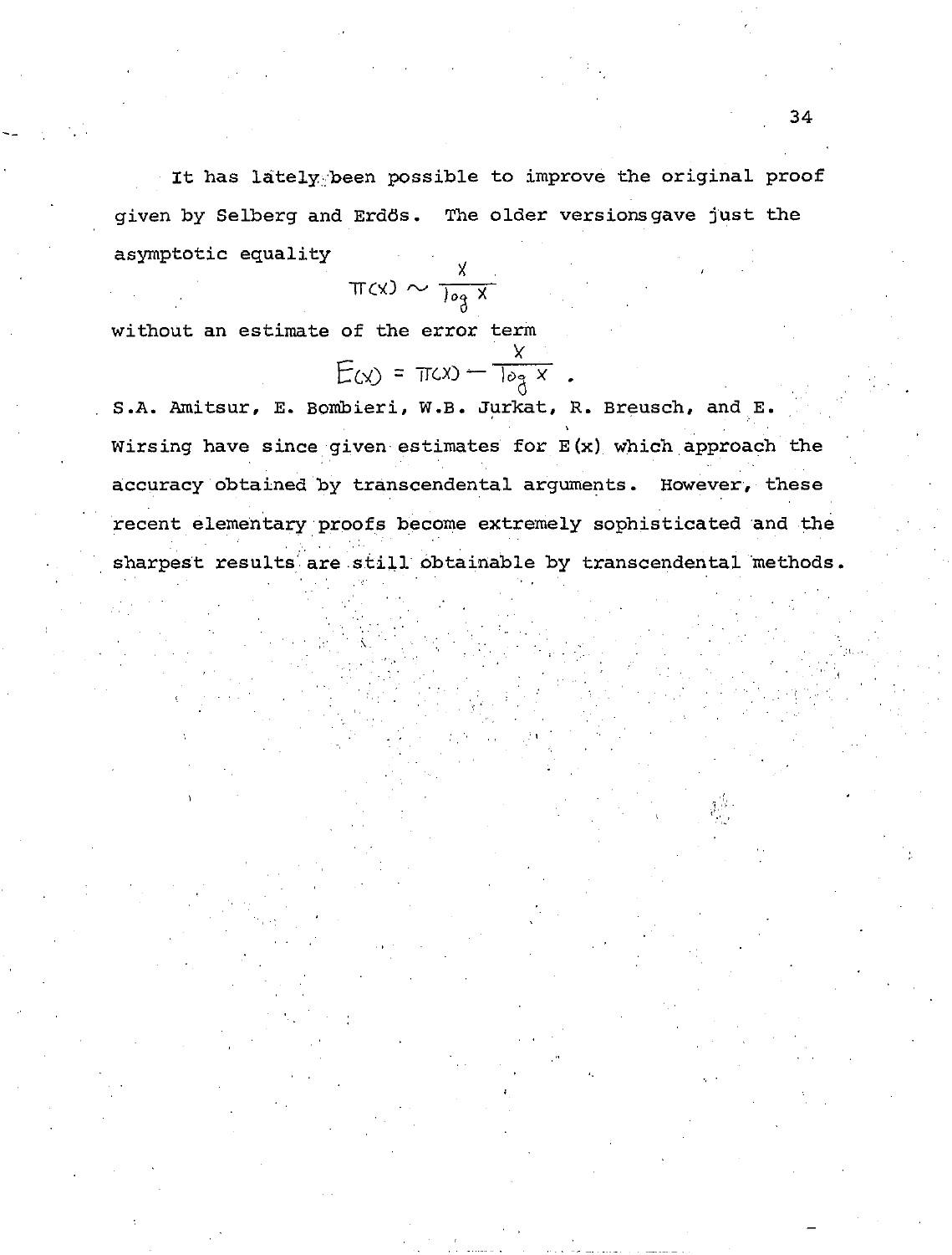It has lately been possible to improve the original proof given by Selberg and Erdős. The older versions gave just the asymptotic equality

$$\pi(x) \sim \frac{x}{\log x}$$

without an estimate of the error term

$$E(x) = \pi(x) - \frac{x}{\log x} .$$

S.A. Amitsur, E. Bombieri, W.B. Jurkat, R. Breusch, and E. Wirsing have since given estimates for $E(x)$ which approach the accuracy obtained by transcendental arguments. However, these recent elementary proofs become extremely sophisticated and the sharpest results are still obtainable by transcendental methods.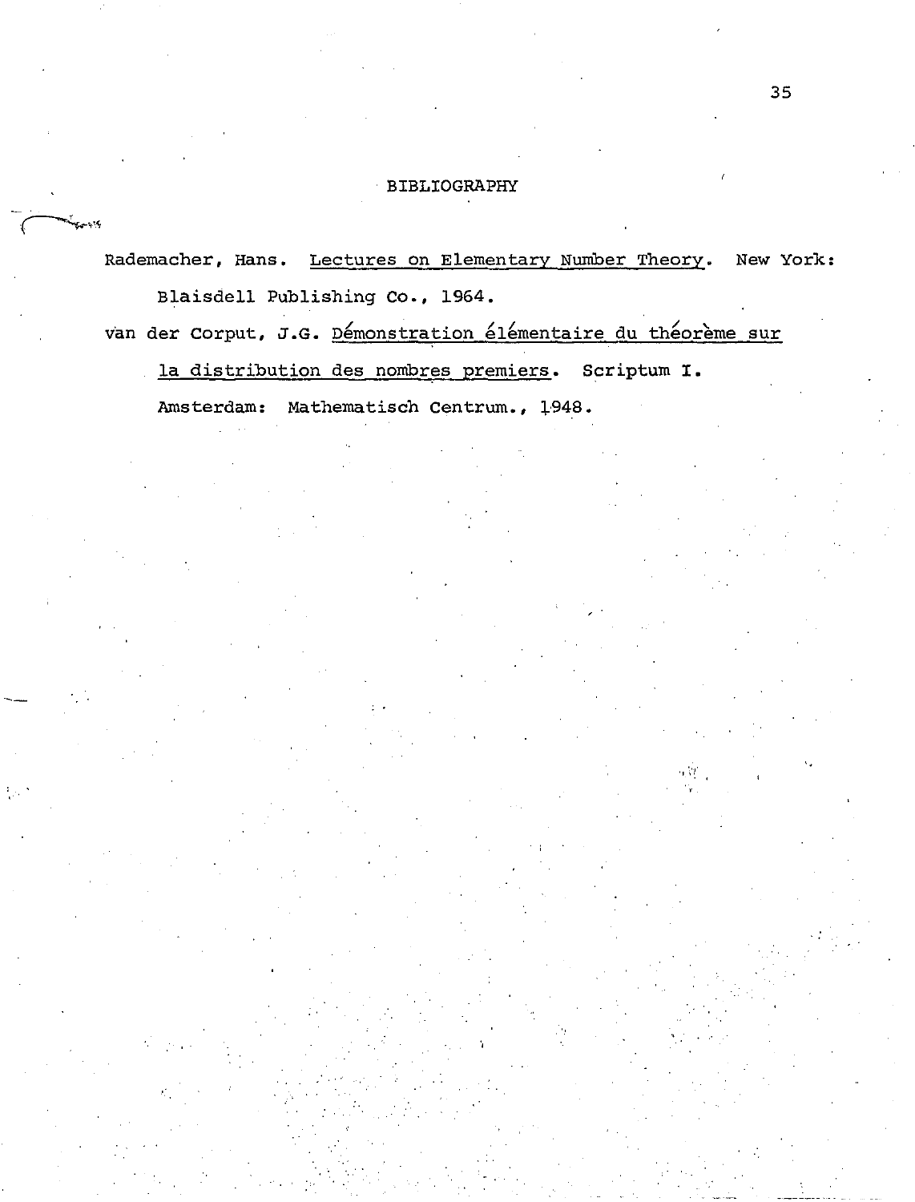# BIBLIOGRAPHY

Rademacher, Hans. Lectures on Elementary Number Theory. New York: Blaisdell Publishing Co., 1964.

van der Corput, J.G. Démonstration élémentaire du théorème sur la distribution des nombres premiers. Scriptum I. Amsterdam: Mathematisch Centrum., 1948.